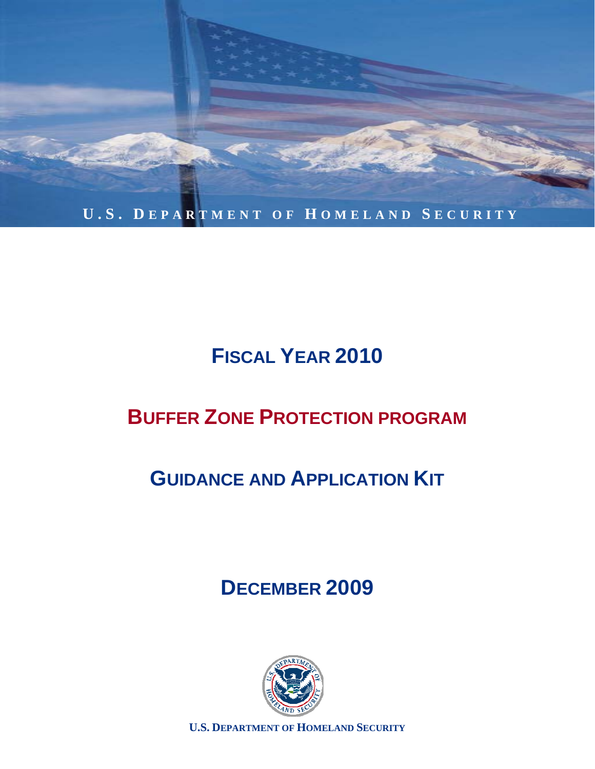U.S. DEPARTMENT OF HOMELAND SECURITY

# FISCAL YEAR 2010

# BUFFER ZONE PROTECTION PROGRAM

# GUIDANCE AND APPLICATION KIT

## DECEMBER 2009

**U.S. DEPARTMENT OF HOMELAND SECURITY**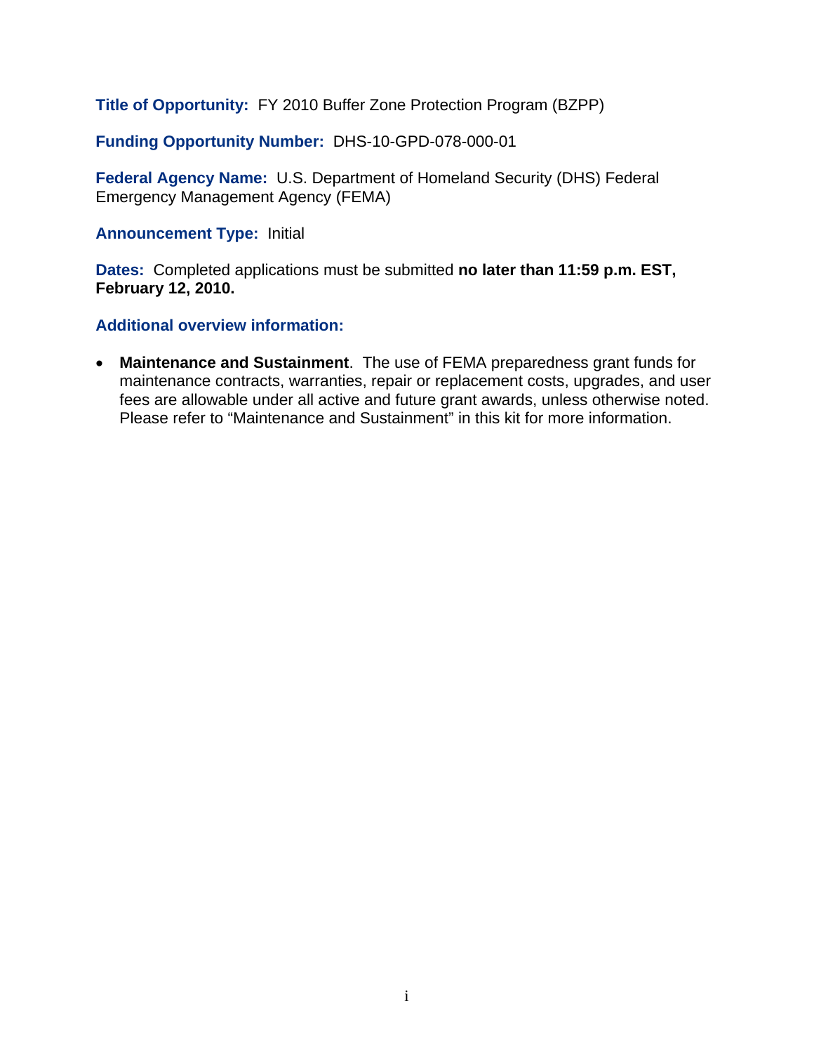**Title of Opportunity:** FY 2010 Buffer Zone Protection Program (BZPP)

**Funding Opportunity Number:** DHS-10-GPD-078-000-01

**Federal Agency Name:** U.S. Department of Homeland Security (DHS) Federal Emergency Management Agency (FEMA)

**Announcement Type:** Initial

**Dates:** Completed applications must be submitted **no later than 11:59 p.m. EST, February 12, 2010.**

**Additional overview information:**

- **Maintenance and Sustainment**. The use of FEMA preparedness grant funds for maintenance contracts, warranties, repair or replacement costs, upgrades, and user fees are allowable under all active and future grant awards, unless otherwise noted. Please refer to "Maintenance and Sustainment" in this kit for more information.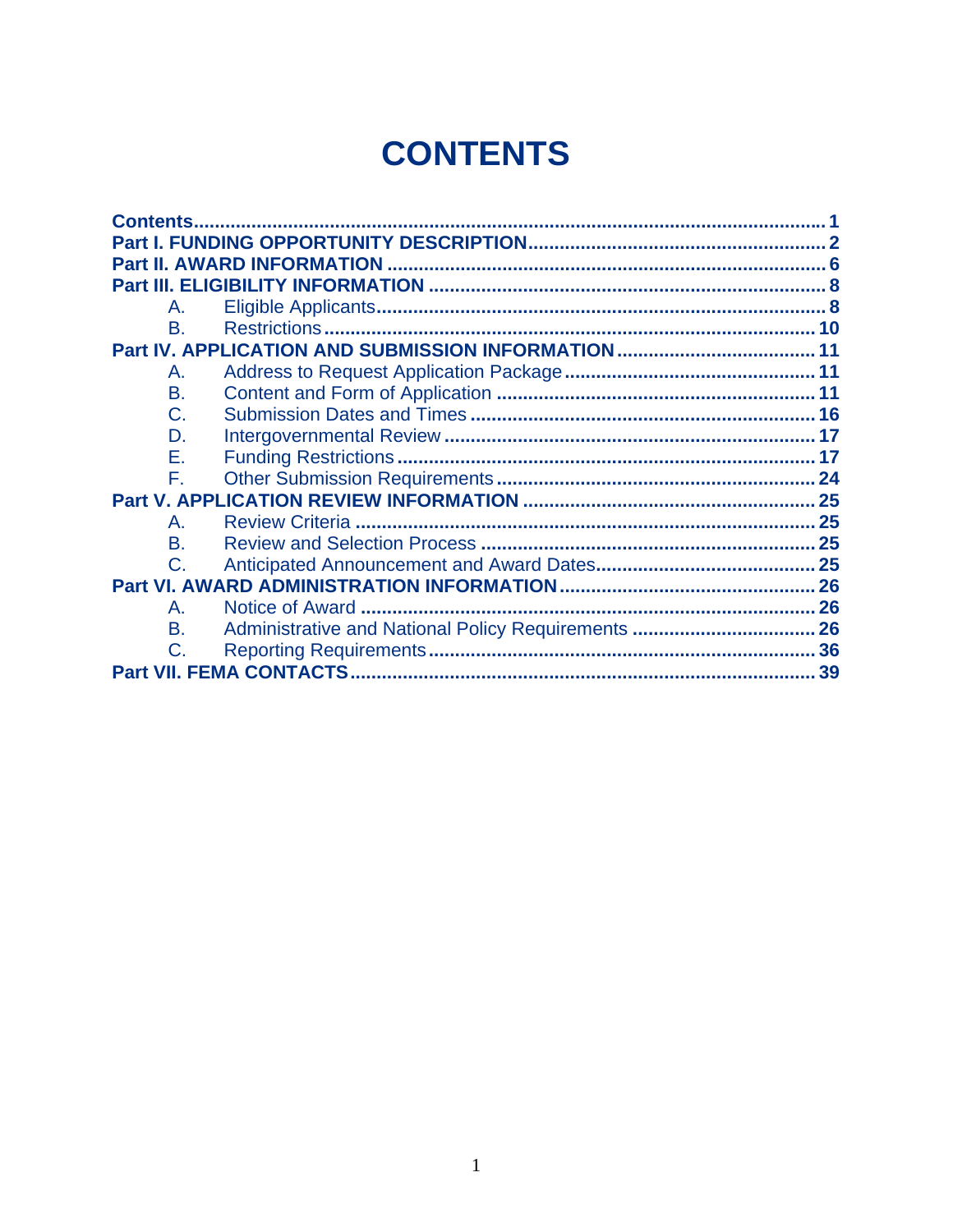# CONTENTS

**Contents** ... **1**
**Part I. FUNDING OPPORTUNITY DESCRIPTION** ... **2**
**Part II. AWARD INFORMATION** ... **6**
**Part III. ELIGIBILITY INFORMATION** ... **8**
- A. Eligible Applicants ... **8**
- B. Restrictions ... **10**

**Part IV. APPLICATION AND SUBMISSION INFORMATION** ... **11**
- A. Address to Request Application Package ... **11**
- B. Content and Form of Application ... **11**
- C. Submission Dates and Times ... **16**
- D. Intergovernmental Review ... **17**
- E. Funding Restrictions ... **17**
- F. Other Submission Requirements ... **24**

**Part V. APPLICATION REVIEW INFORMATION** ... **25**
- A. Review Criteria ... **25**
- B. Review and Selection Process ... **25**
- C. Anticipated Announcement and Award Dates ... **25**

**Part VI. AWARD ADMINISTRATION INFORMATION** ... **26**
- A. Notice of Award ... **26**
- B. Administrative and National Policy Requirements ... **26**
- C. Reporting Requirements ... **36**

**Part VII. FEMA CONTACTS** ... **39**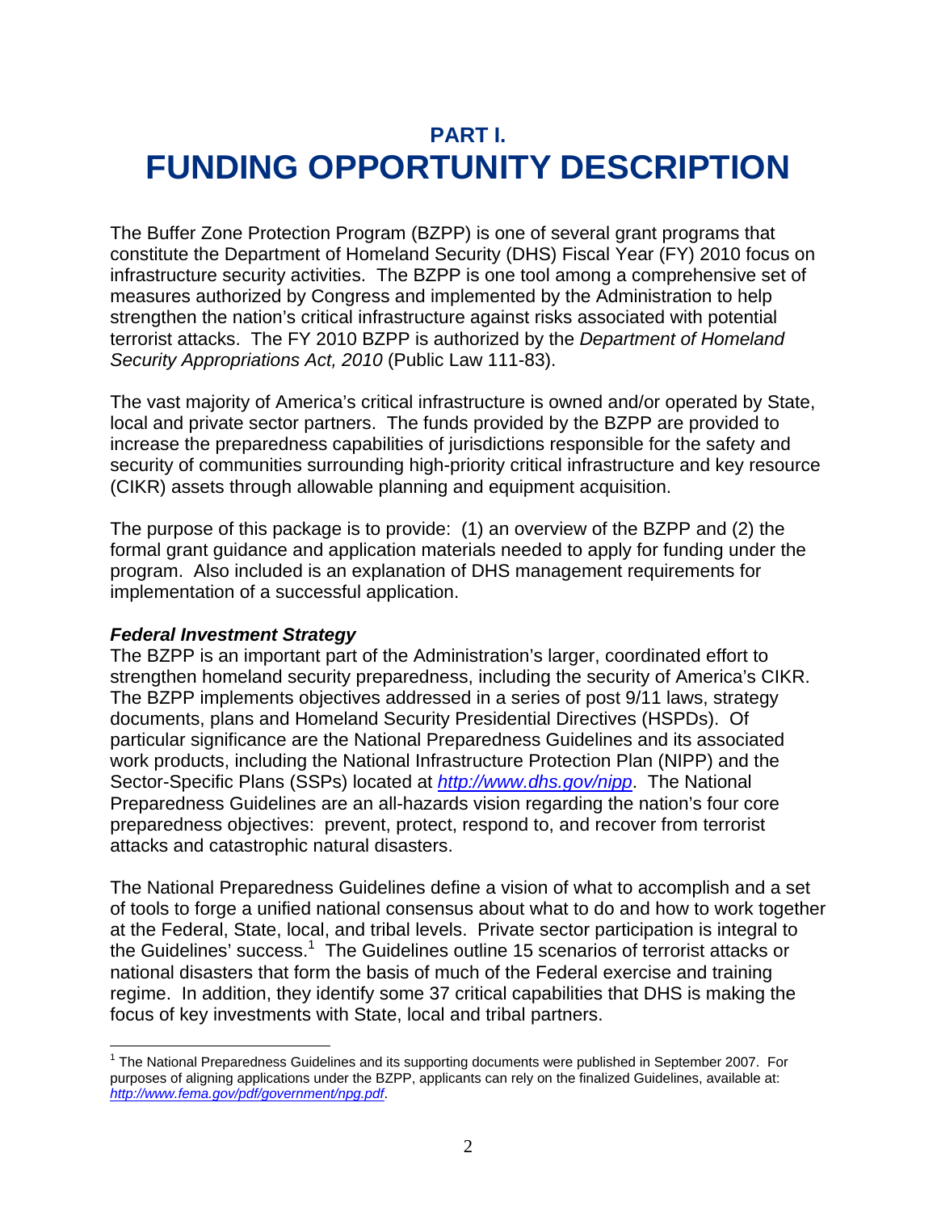# PART I.
# FUNDING OPPORTUNITY DESCRIPTION

The Buffer Zone Protection Program (BZPP) is one of several grant programs that constitute the Department of Homeland Security (DHS) Fiscal Year (FY) 2010 focus on infrastructure security activities. The BZPP is one tool among a comprehensive set of measures authorized by Congress and implemented by the Administration to help strengthen the nation's critical infrastructure against risks associated with potential terrorist attacks. The FY 2010 BZPP is authorized by the *Department of Homeland Security Appropriations Act, 2010* (Public Law 111-83).

The vast majority of America's critical infrastructure is owned and/or operated by State, local and private sector partners. The funds provided by the BZPP are provided to increase the preparedness capabilities of jurisdictions responsible for the safety and security of communities surrounding high-priority critical infrastructure and key resource (CIKR) assets through allowable planning and equipment acquisition.

The purpose of this package is to provide: (1) an overview of the BZPP and (2) the formal grant guidance and application materials needed to apply for funding under the program. Also included is an explanation of DHS management requirements for implementation of a successful application.

***Federal Investment Strategy***

The BZPP is an important part of the Administration's larger, coordinated effort to strengthen homeland security preparedness, including the security of America's CIKR. The BZPP implements objectives addressed in a series of post 9/11 laws, strategy documents, plans and Homeland Security Presidential Directives (HSPDs). Of particular significance are the National Preparedness Guidelines and its associated work products, including the National Infrastructure Protection Plan (NIPP) and the Sector-Specific Plans (SSPs) located at *http://www.dhs.gov/nipp*. The National Preparedness Guidelines are an all-hazards vision regarding the nation's four core preparedness objectives: prevent, protect, respond to, and recover from terrorist attacks and catastrophic natural disasters.

The National Preparedness Guidelines define a vision of what to accomplish and a set of tools to forge a unified national consensus about what to do and how to work together at the Federal, State, local, and tribal levels. Private sector participation is integral to the Guidelines' success.[1] The Guidelines outline 15 scenarios of terrorist attacks or national disasters that form the basis of much of the Federal exercise and training regime. In addition, they identify some 37 critical capabilities that DHS is making the focus of key investments with State, local and tribal partners.

---

[1] The National Preparedness Guidelines and its supporting documents were published in September 2007. For purposes of aligning applications under the BZPP, applicants can rely on the finalized Guidelines, available at: *http://www.fema.gov/pdf/government/npg.pdf*.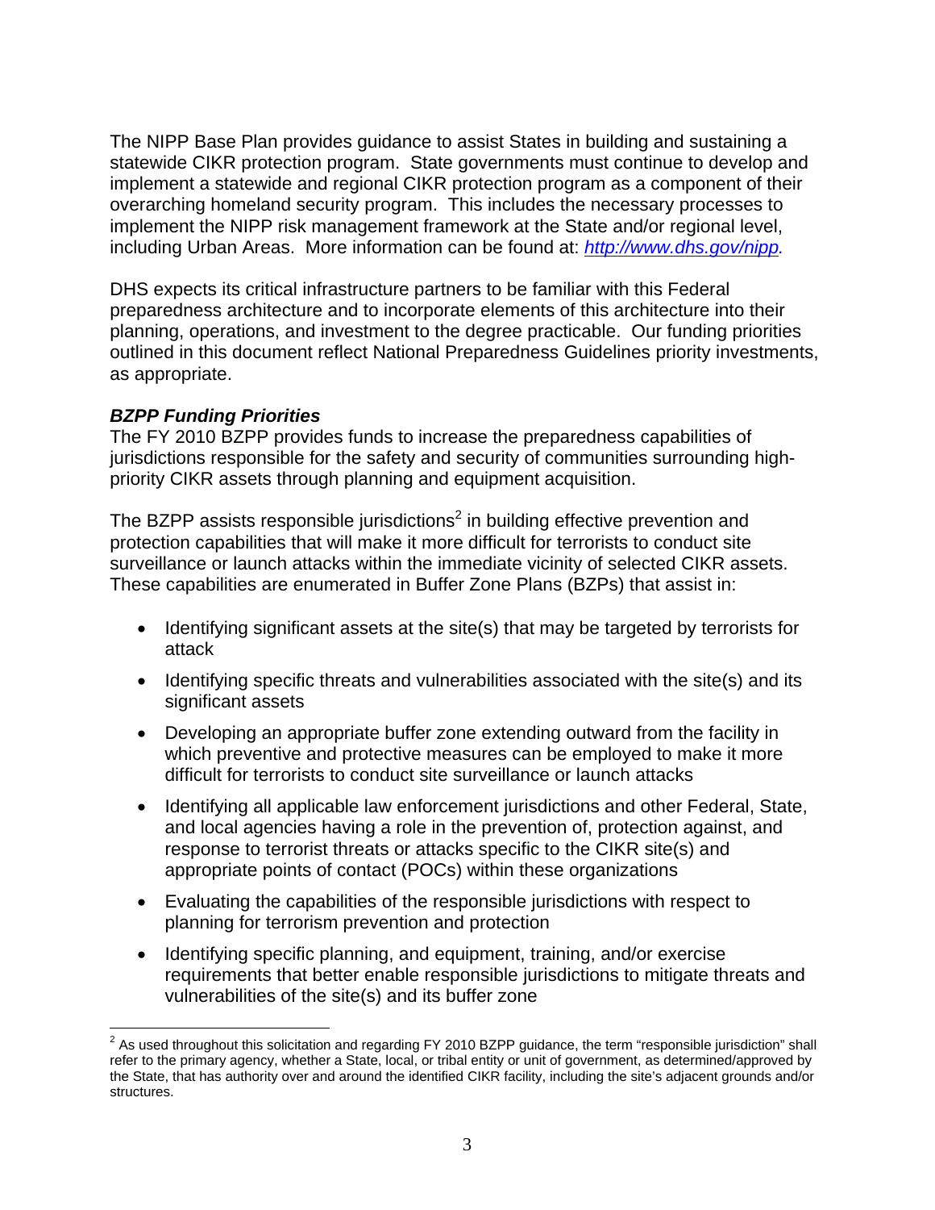The NIPP Base Plan provides guidance to assist States in building and sustaining a statewide CIKR protection program. State governments must continue to develop and implement a statewide and regional CIKR protection program as a component of their overarching homeland security program. This includes the necessary processes to implement the NIPP risk management framework at the State and/or regional level, including Urban Areas. More information can be found at: *http://www.dhs.gov/nipp.*

DHS expects its critical infrastructure partners to be familiar with this Federal preparedness architecture and to incorporate elements of this architecture into their planning, operations, and investment to the degree practicable. Our funding priorities outlined in this document reflect National Preparedness Guidelines priority investments, as appropriate.

***BZPP Funding Priorities***

The FY 2010 BZPP provides funds to increase the preparedness capabilities of jurisdictions responsible for the safety and security of communities surrounding high-priority CIKR assets through planning and equipment acquisition.

The BZPP assists responsible jurisdictions[2] in building effective prevention and protection capabilities that will make it more difficult for terrorists to conduct site surveillance or launch attacks within the immediate vicinity of selected CIKR assets. These capabilities are enumerated in Buffer Zone Plans (BZPs) that assist in:

- Identifying significant assets at the site(s) that may be targeted by terrorists for attack
- Identifying specific threats and vulnerabilities associated with the site(s) and its significant assets
- Developing an appropriate buffer zone extending outward from the facility in which preventive and protective measures can be employed to make it more difficult for terrorists to conduct site surveillance or launch attacks
- Identifying all applicable law enforcement jurisdictions and other Federal, State, and local agencies having a role in the prevention of, protection against, and response to terrorist threats or attacks specific to the CIKR site(s) and appropriate points of contact (POCs) within these organizations
- Evaluating the capabilities of the responsible jurisdictions with respect to planning for terrorism prevention and protection
- Identifying specific planning, and equipment, training, and/or exercise requirements that better enable responsible jurisdictions to mitigate threats and vulnerabilities of the site(s) and its buffer zone

[2] As used throughout this solicitation and regarding FY 2010 BZPP guidance, the term "responsible jurisdiction" shall refer to the primary agency, whether a State, local, or tribal entity or unit of government, as determined/approved by the State, that has authority over and around the identified CIKR facility, including the site's adjacent grounds and/or structures.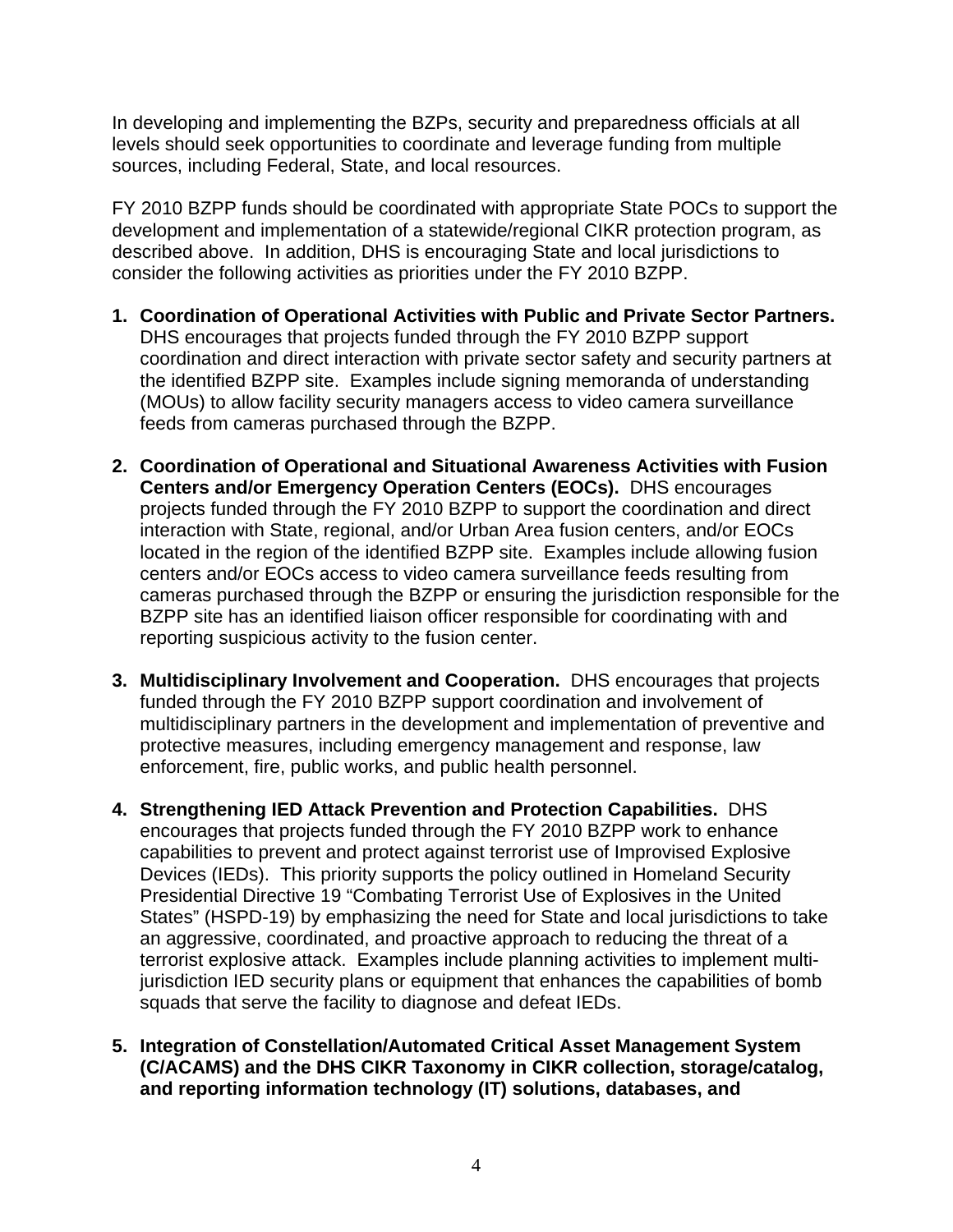In developing and implementing the BZPs, security and preparedness officials at all levels should seek opportunities to coordinate and leverage funding from multiple sources, including Federal, State, and local resources.

FY 2010 BZPP funds should be coordinated with appropriate State POCs to support the development and implementation of a statewide/regional CIKR protection program, as described above. In addition, DHS is encouraging State and local jurisdictions to consider the following activities as priorities under the FY 2010 BZPP.

1. **Coordination of Operational Activities with Public and Private Sector Partners.** DHS encourages that projects funded through the FY 2010 BZPP support coordination and direct interaction with private sector safety and security partners at the identified BZPP site. Examples include signing memoranda of understanding (MOUs) to allow facility security managers access to video camera surveillance feeds from cameras purchased through the BZPP.

2. **Coordination of Operational and Situational Awareness Activities with Fusion Centers and/or Emergency Operation Centers (EOCs).** DHS encourages projects funded through the FY 2010 BZPP to support the coordination and direct interaction with State, regional, and/or Urban Area fusion centers, and/or EOCs located in the region of the identified BZPP site. Examples include allowing fusion centers and/or EOCs access to video camera surveillance feeds resulting from cameras purchased through the BZPP or ensuring the jurisdiction responsible for the BZPP site has an identified liaison officer responsible for coordinating with and reporting suspicious activity to the fusion center.

3. **Multidisciplinary Involvement and Cooperation.** DHS encourages that projects funded through the FY 2010 BZPP support coordination and involvement of multidisciplinary partners in the development and implementation of preventive and protective measures, including emergency management and response, law enforcement, fire, public works, and public health personnel.

4. **Strengthening IED Attack Prevention and Protection Capabilities.** DHS encourages that projects funded through the FY 2010 BZPP work to enhance capabilities to prevent and protect against terrorist use of Improvised Explosive Devices (IEDs). This priority supports the policy outlined in Homeland Security Presidential Directive 19 "Combating Terrorist Use of Explosives in the United States" (HSPD-19) by emphasizing the need for State and local jurisdictions to take an aggressive, coordinated, and proactive approach to reducing the threat of a terrorist explosive attack. Examples include planning activities to implement multi-jurisdiction IED security plans or equipment that enhances the capabilities of bomb squads that serve the facility to diagnose and defeat IEDs.

5. **Integration of Constellation/Automated Critical Asset Management System (C/ACAMS) and the DHS CIKR Taxonomy in CIKR collection, storage/catalog, and reporting information technology (IT) solutions, databases, and**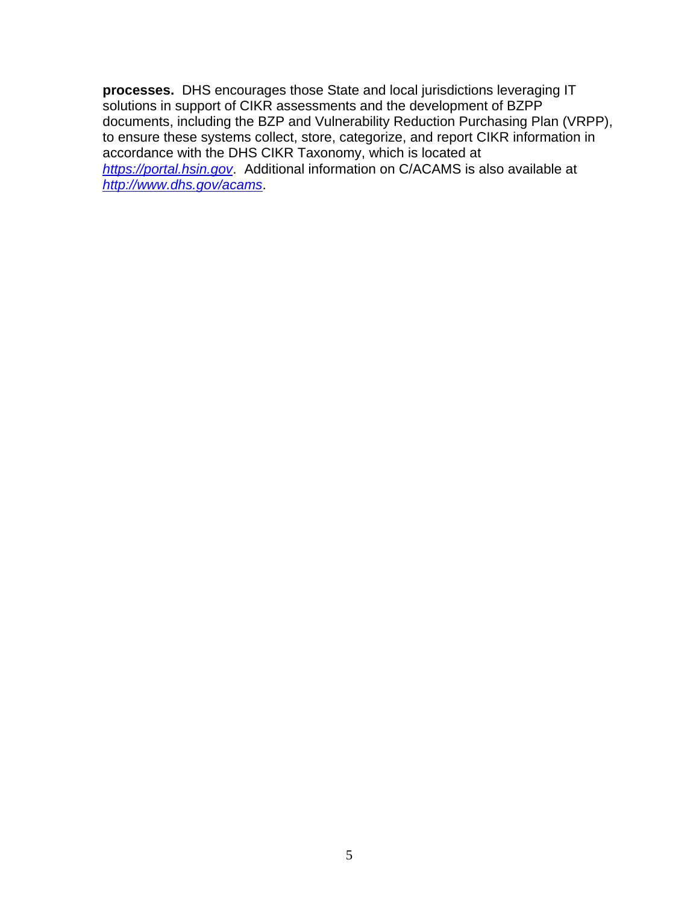**processes.** DHS encourages those State and local jurisdictions leveraging IT solutions in support of CIKR assessments and the development of BZPP documents, including the BZP and Vulnerability Reduction Purchasing Plan (VRPP), to ensure these systems collect, store, categorize, and report CIKR information in accordance with the DHS CIKR Taxonomy, which is located at *https://portal.hsin.gov*. Additional information on C/ACAMS is also available at *http://www.dhs.gov/acams*.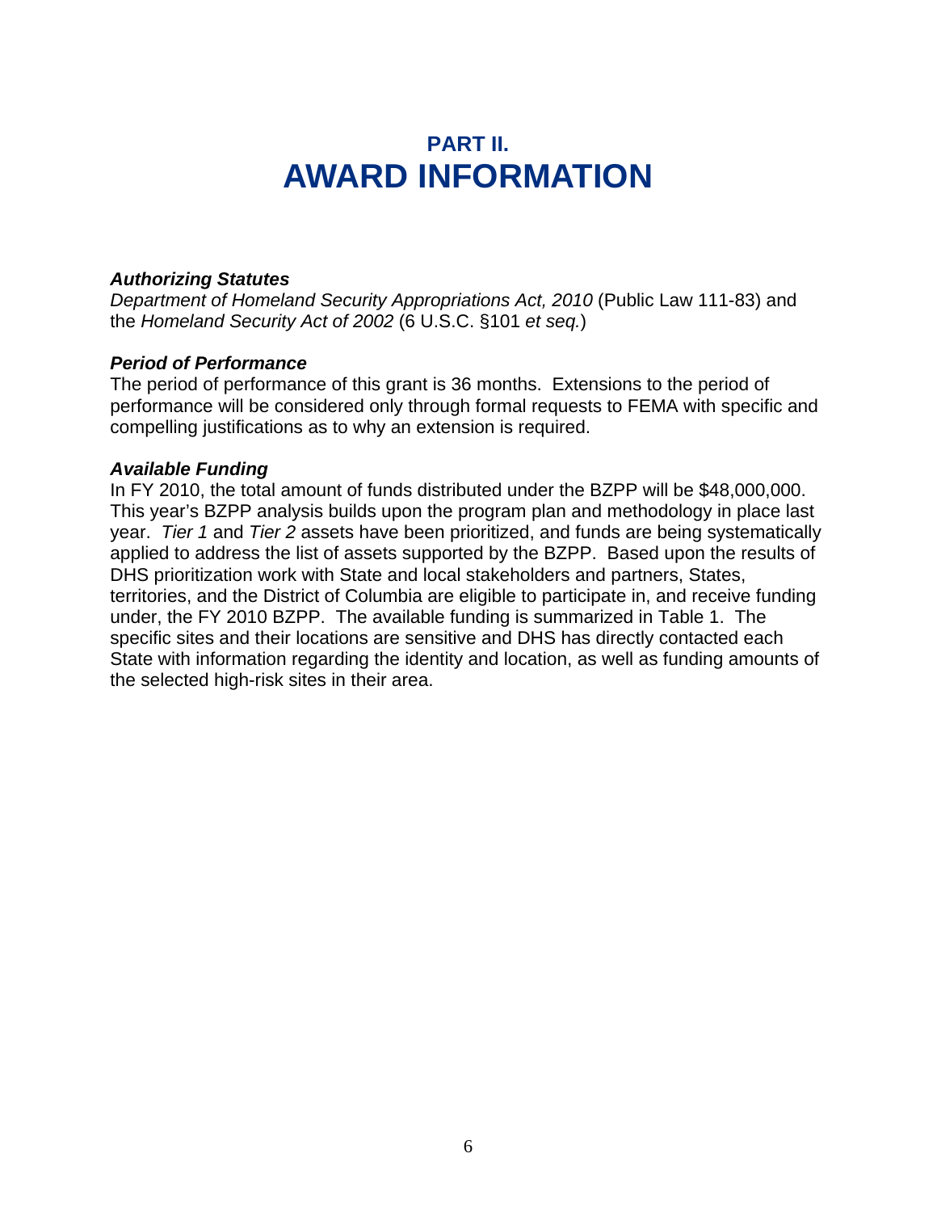# PART II.
# AWARD INFORMATION

***Authorizing Statutes***
*Department of Homeland Security Appropriations Act, 2010* (Public Law 111-83) and the *Homeland Security Act of 2002* (6 U.S.C. §101 *et seq.*)

***Period of Performance***
The period of performance of this grant is 36 months. Extensions to the period of performance will be considered only through formal requests to FEMA with specific and compelling justifications as to why an extension is required.

***Available Funding***
In FY 2010, the total amount of funds distributed under the BZPP will be $48,000,000. This year's BZPP analysis builds upon the program plan and methodology in place last year. *Tier 1* and *Tier 2* assets have been prioritized, and funds are being systematically applied to address the list of assets supported by the BZPP. Based upon the results of DHS prioritization work with State and local stakeholders and partners, States, territories, and the District of Columbia are eligible to participate in, and receive funding under, the FY 2010 BZPP. The available funding is summarized in Table 1. The specific sites and their locations are sensitive and DHS has directly contacted each State with information regarding the identity and location, as well as funding amounts of the selected high-risk sites in their area.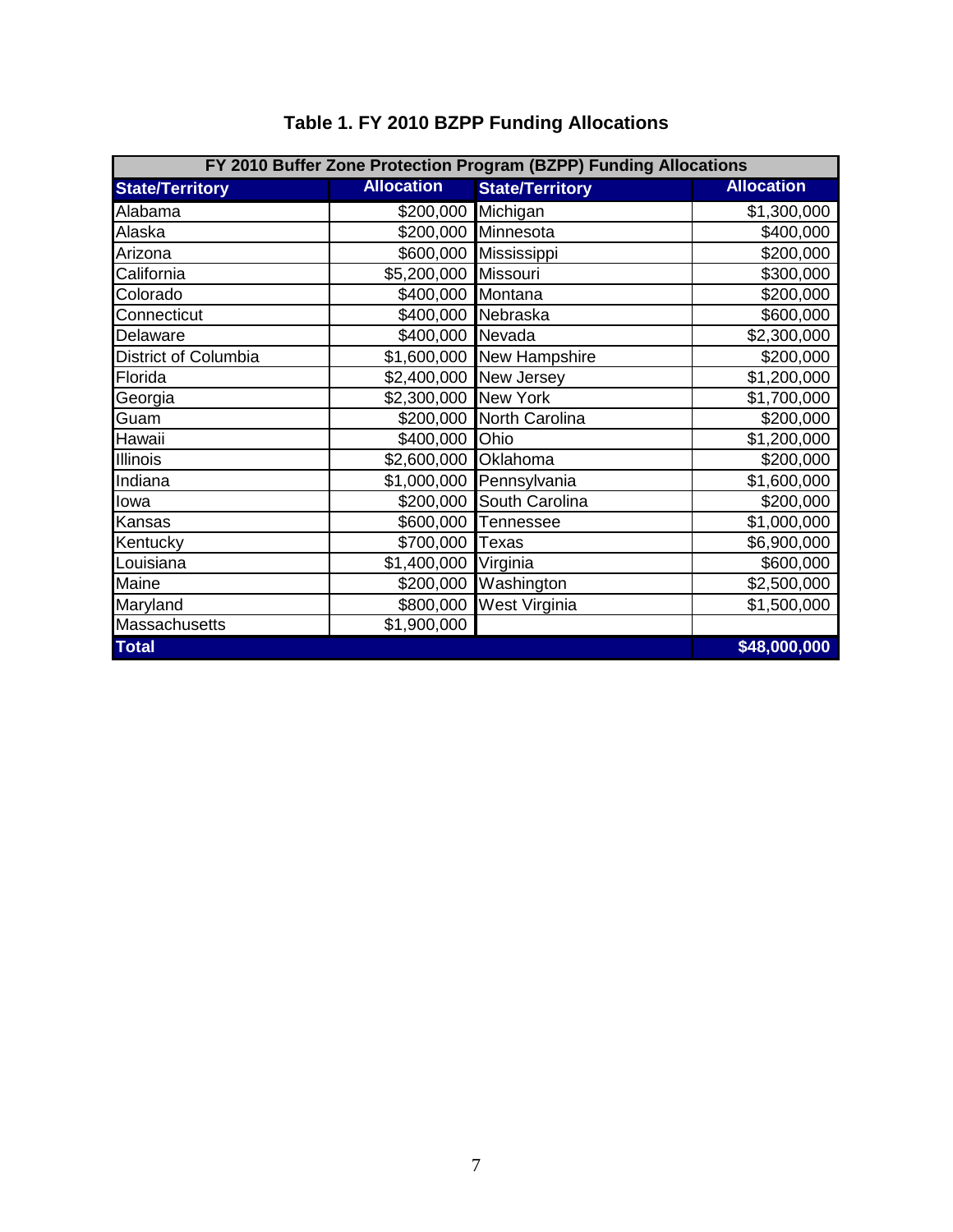# Table 1. FY 2010 BZPP Funding Allocations

| FY 2010 Buffer Zone Protection Program (BZPP) Funding Allocations | | | |
|---|---|---|---|
| **State/Territory** | **Allocation** | **State/Territory** | **Allocation** |
| Alabama | $200,000 | Michigan | $1,300,000 |
| Alaska | $200,000 | Minnesota | $400,000 |
| Arizona | $600,000 | Mississippi | $200,000 |
| California | $5,200,000 | Missouri | $300,000 |
| Colorado | $400,000 | Montana | $200,000 |
| Connecticut | $400,000 | Nebraska | $600,000 |
| Delaware | $400,000 | Nevada | $2,300,000 |
| District of Columbia | $1,600,000 | New Hampshire | $200,000 |
| Florida | $2,400,000 | New Jersey | $1,200,000 |
| Georgia | $2,300,000 | New York | $1,700,000 |
| Guam | $200,000 | North Carolina | $200,000 |
| Hawaii | $400,000 | Ohio | $1,200,000 |
| Illinois | $2,600,000 | Oklahoma | $200,000 |
| Indiana | $1,000,000 | Pennsylvania | $1,600,000 |
| Iowa | $200,000 | South Carolina | $200,000 |
| Kansas | $600,000 | Tennessee | $1,000,000 |
| Kentucky | $700,000 | Texas | $6,900,000 |
| Louisiana | $1,400,000 | Virginia | $600,000 |
| Maine | $200,000 | Washington | $2,500,000 |
| Maryland | $800,000 | West Virginia | $1,500,000 |
| Massachusetts | $1,900,000 | | |
| **Total** | | | **$48,000,000** |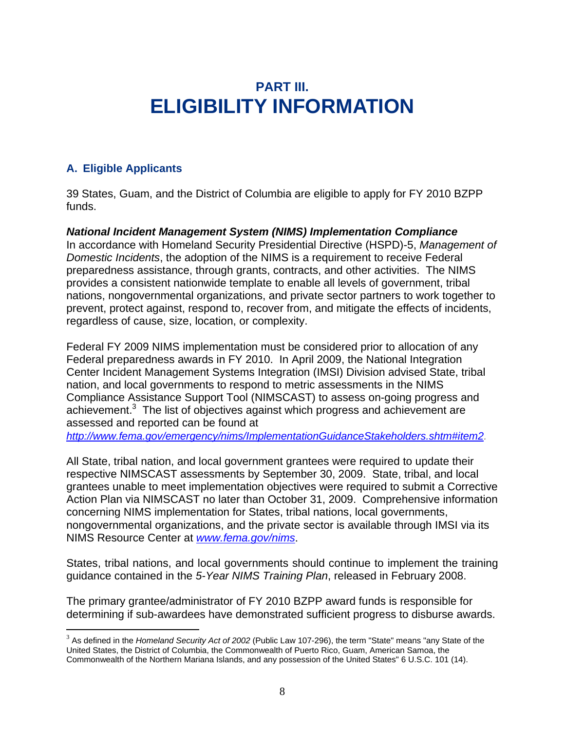# PART III.
# ELIGIBILITY INFORMATION

## A. Eligible Applicants

39 States, Guam, and the District of Columbia are eligible to apply for FY 2010 BZPP funds.

***National Incident Management System (NIMS) Implementation Compliance***
In accordance with Homeland Security Presidential Directive (HSPD)-5, *Management of Domestic Incidents*, the adoption of the NIMS is a requirement to receive Federal preparedness assistance, through grants, contracts, and other activities. The NIMS provides a consistent nationwide template to enable all levels of government, tribal nations, nongovernmental organizations, and private sector partners to work together to prevent, protect against, respond to, recover from, and mitigate the effects of incidents, regardless of cause, size, location, or complexity.

Federal FY 2009 NIMS implementation must be considered prior to allocation of any Federal preparedness awards in FY 2010. In April 2009, the National Integration Center Incident Management Systems Integration (IMSI) Division advised State, tribal nation, and local governments to respond to metric assessments in the NIMS Compliance Assistance Support Tool (NIMSCAST) to assess on-going progress and achievement.[3] The list of objectives against which progress and achievement are assessed and reported can be found at *http://www.fema.gov/emergency/nims/ImplementationGuidanceStakeholders.shtm#item2*.

All State, tribal nation, and local government grantees were required to update their respective NIMSCAST assessments by September 30, 2009. State, tribal, and local grantees unable to meet implementation objectives were required to submit a Corrective Action Plan via NIMSCAST no later than October 31, 2009. Comprehensive information concerning NIMS implementation for States, tribal nations, local governments, nongovernmental organizations, and the private sector is available through IMSI via its NIMS Resource Center at *www.fema.gov/nims*.

States, tribal nations, and local governments should continue to implement the training guidance contained in the *5-Year NIMS Training Plan*, released in February 2008.

The primary grantee/administrator of FY 2010 BZPP award funds is responsible for determining if sub-awardees have demonstrated sufficient progress to disburse awards.

[3] As defined in the *Homeland Security Act of 2002* (Public Law 107-296), the term "State" means "any State of the United States, the District of Columbia, the Commonwealth of Puerto Rico, Guam, American Samoa, the Commonwealth of the Northern Mariana Islands, and any possession of the United States" 6 U.S.C. 101 (14).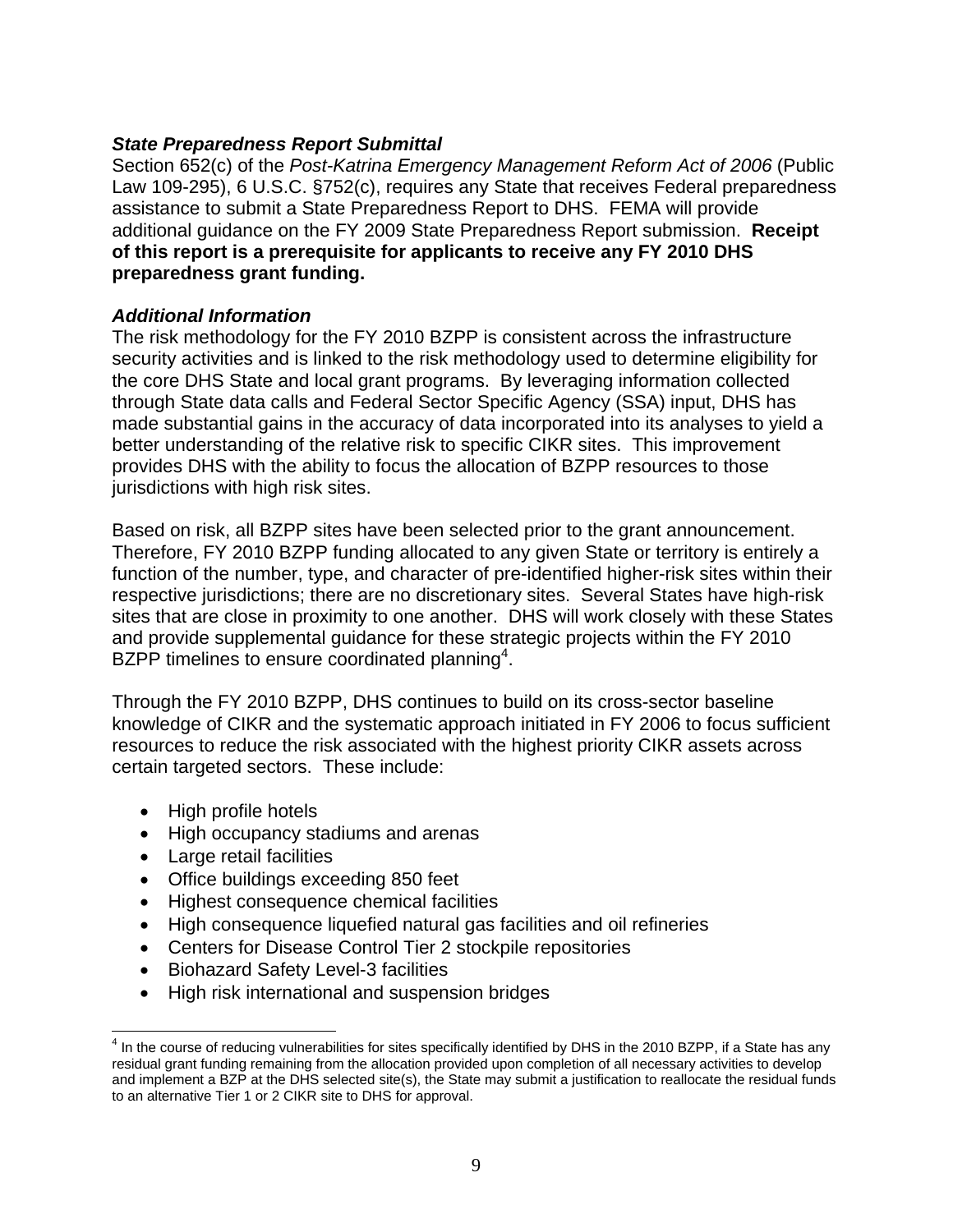### *State Preparedness Report Submittal*

Section 652(c) of the *Post-Katrina Emergency Management Reform Act of 2006* (Public Law 109-295), 6 U.S.C. §752(c), requires any State that receives Federal preparedness assistance to submit a State Preparedness Report to DHS. FEMA will provide additional guidance on the FY 2009 State Preparedness Report submission. **Receipt of this report is a prerequisite for applicants to receive any FY 2010 DHS preparedness grant funding.**

### *Additional Information*

The risk methodology for the FY 2010 BZPP is consistent across the infrastructure security activities and is linked to the risk methodology used to determine eligibility for the core DHS State and local grant programs. By leveraging information collected through State data calls and Federal Sector Specific Agency (SSA) input, DHS has made substantial gains in the accuracy of data incorporated into its analyses to yield a better understanding of the relative risk to specific CIKR sites. This improvement provides DHS with the ability to focus the allocation of BZPP resources to those jurisdictions with high risk sites.

Based on risk, all BZPP sites have been selected prior to the grant announcement. Therefore, FY 2010 BZPP funding allocated to any given State or territory is entirely a function of the number, type, and character of pre-identified higher-risk sites within their respective jurisdictions; there are no discretionary sites. Several States have high-risk sites that are close in proximity to one another. DHS will work closely with these States and provide supplemental guidance for these strategic projects within the FY 2010 BZPP timelines to ensure coordinated planning[4].

Through the FY 2010 BZPP, DHS continues to build on its cross-sector baseline knowledge of CIKR and the systematic approach initiated in FY 2006 to focus sufficient resources to reduce the risk associated with the highest priority CIKR assets across certain targeted sectors. These include:

- High profile hotels
- High occupancy stadiums and arenas
- Large retail facilities
- Office buildings exceeding 850 feet
- Highest consequence chemical facilities
- High consequence liquefied natural gas facilities and oil refineries
- Centers for Disease Control Tier 2 stockpile repositories
- Biohazard Safety Level-3 facilities
- High risk international and suspension bridges

---

[4] In the course of reducing vulnerabilities for sites specifically identified by DHS in the 2010 BZPP, if a State has any residual grant funding remaining from the allocation provided upon completion of all necessary activities to develop and implement a BZP at the DHS selected site(s), the State may submit a justification to reallocate the residual funds to an alternative Tier 1 or 2 CIKR site to DHS for approval.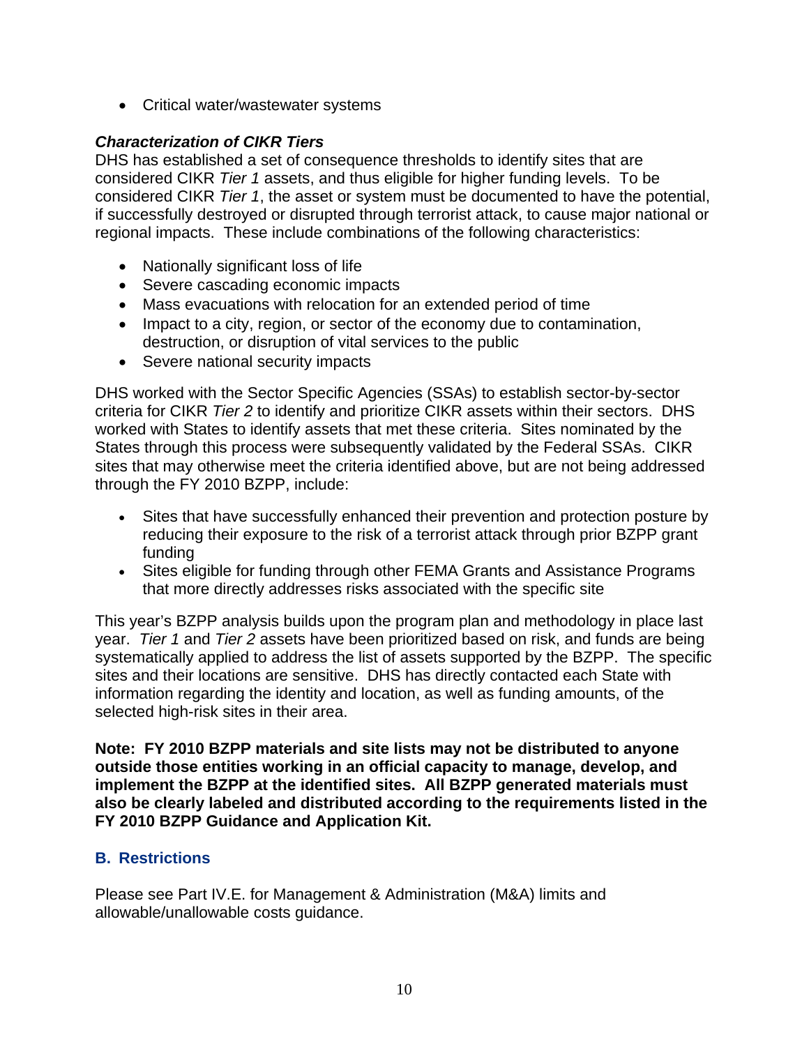- Critical water/wastewater systems

***Characterization of CIKR Tiers***

DHS has established a set of consequence thresholds to identify sites that are considered CIKR *Tier 1* assets, and thus eligible for higher funding levels. To be considered CIKR *Tier 1*, the asset or system must be documented to have the potential, if successfully destroyed or disrupted through terrorist attack, to cause major national or regional impacts. These include combinations of the following characteristics:

- Nationally significant loss of life
- Severe cascading economic impacts
- Mass evacuations with relocation for an extended period of time
- Impact to a city, region, or sector of the economy due to contamination, destruction, or disruption of vital services to the public
- Severe national security impacts

DHS worked with the Sector Specific Agencies (SSAs) to establish sector-by-sector criteria for CIKR *Tier 2* to identify and prioritize CIKR assets within their sectors. DHS worked with States to identify assets that met these criteria. Sites nominated by the States through this process were subsequently validated by the Federal SSAs. CIKR sites that may otherwise meet the criteria identified above, but are not being addressed through the FY 2010 BZPP, include:

- Sites that have successfully enhanced their prevention and protection posture by reducing their exposure to the risk of a terrorist attack through prior BZPP grant funding
- Sites eligible for funding through other FEMA Grants and Assistance Programs that more directly addresses risks associated with the specific site

This year's BZPP analysis builds upon the program plan and methodology in place last year. *Tier 1* and *Tier 2* assets have been prioritized based on risk, and funds are being systematically applied to address the list of assets supported by the BZPP. The specific sites and their locations are sensitive. DHS has directly contacted each State with information regarding the identity and location, as well as funding amounts, of the selected high-risk sites in their area.

**Note: FY 2010 BZPP materials and site lists may not be distributed to anyone outside those entities working in an official capacity to manage, develop, and implement the BZPP at the identified sites. All BZPP generated materials must also be clearly labeled and distributed according to the requirements listed in the FY 2010 BZPP Guidance and Application Kit.**

## B. Restrictions

Please see Part IV.E. for Management & Administration (M&A) limits and allowable/unallowable costs guidance.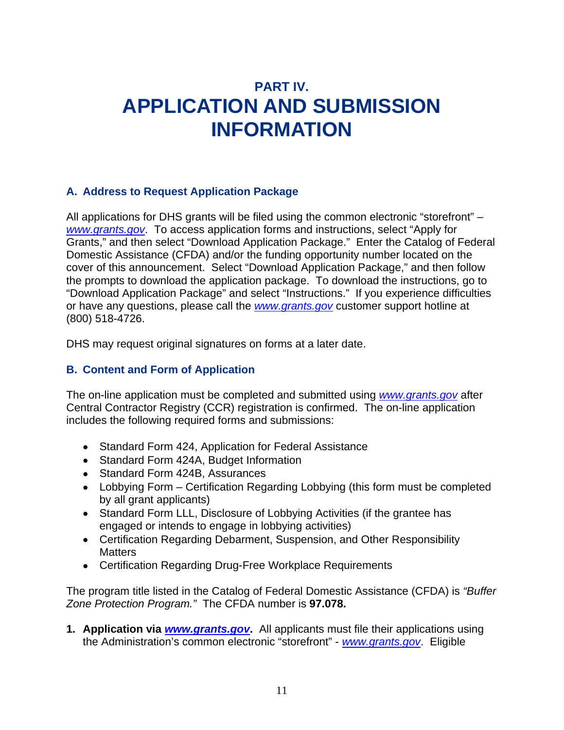# PART IV.
# APPLICATION AND SUBMISSION INFORMATION

## A. Address to Request Application Package

All applications for DHS grants will be filed using the common electronic "storefront" – *www.grants.gov*. To access application forms and instructions, select "Apply for Grants," and then select "Download Application Package." Enter the Catalog of Federal Domestic Assistance (CFDA) and/or the funding opportunity number located on the cover of this announcement. Select "Download Application Package," and then follow the prompts to download the application package. To download the instructions, go to "Download Application Package" and select "Instructions." If you experience difficulties or have any questions, please call the *www.grants.gov* customer support hotline at (800) 518-4726.

DHS may request original signatures on forms at a later date.

## B. Content and Form of Application

The on-line application must be completed and submitted using *www.grants.gov* after Central Contractor Registry (CCR) registration is confirmed. The on-line application includes the following required forms and submissions:

- Standard Form 424, Application for Federal Assistance
- Standard Form 424A, Budget Information
- Standard Form 424B, Assurances
- Lobbying Form – Certification Regarding Lobbying (this form must be completed by all grant applicants)
- Standard Form LLL, Disclosure of Lobbying Activities (if the grantee has engaged or intends to engage in lobbying activities)
- Certification Regarding Debarment, Suspension, and Other Responsibility Matters
- Certification Regarding Drug-Free Workplace Requirements

The program title listed in the Catalog of Federal Domestic Assistance (CFDA) is *"Buffer Zone Protection Program."* The CFDA number is **97.078.**

1. **Application via *www.grants.gov*.** All applicants must file their applications using the Administration's common electronic "storefront" - *www.grants.gov*. Eligible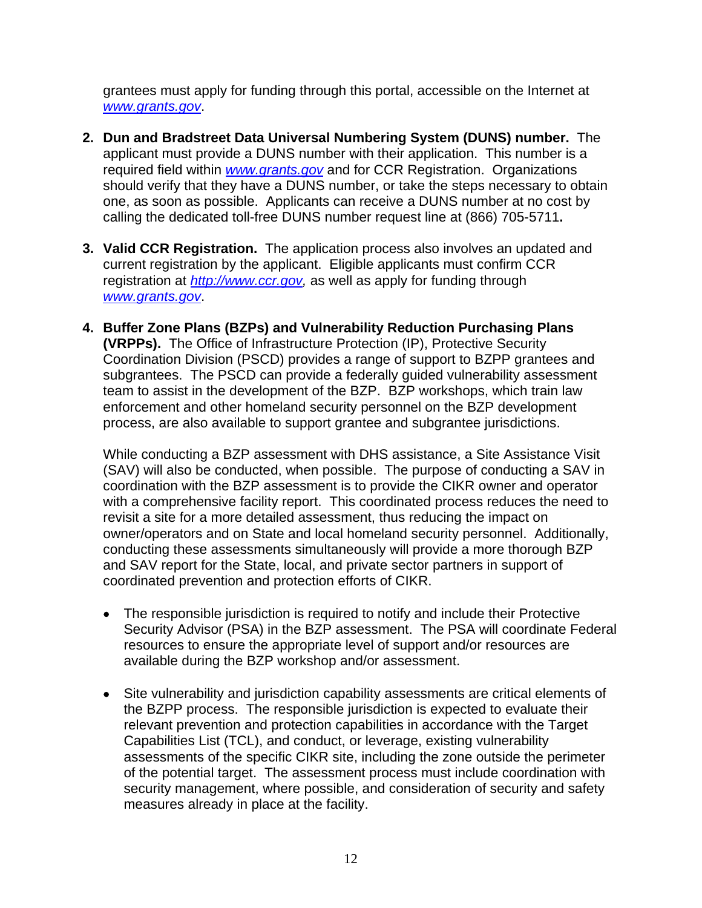grantees must apply for funding through this portal, accessible on the Internet at *www.grants.gov*.

2. **Dun and Bradstreet Data Universal Numbering System (DUNS) number.** The applicant must provide a DUNS number with their application. This number is a required field within *www.grants.gov* and for CCR Registration. Organizations should verify that they have a DUNS number, or take the steps necessary to obtain one, as soon as possible. Applicants can receive a DUNS number at no cost by calling the dedicated toll-free DUNS number request line at (866) 705-5711**.**

3. **Valid CCR Registration.** The application process also involves an updated and current registration by the applicant. Eligible applicants must confirm CCR registration at *http://www.ccr.gov,* as well as apply for funding through *www.grants.gov*.

4. **Buffer Zone Plans (BZPs) and Vulnerability Reduction Purchasing Plans (VRPPs).** The Office of Infrastructure Protection (IP), Protective Security Coordination Division (PSCD) provides a range of support to BZPP grantees and subgrantees. The PSCD can provide a federally guided vulnerability assessment team to assist in the development of the BZP. BZP workshops, which train law enforcement and other homeland security personnel on the BZP development process, are also available to support grantee and subgrantee jurisdictions.

   While conducting a BZP assessment with DHS assistance, a Site Assistance Visit (SAV) will also be conducted, when possible. The purpose of conducting a SAV in coordination with the BZP assessment is to provide the CIKR owner and operator with a comprehensive facility report. This coordinated process reduces the need to revisit a site for a more detailed assessment, thus reducing the impact on owner/operators and on State and local homeland security personnel. Additionally, conducting these assessments simultaneously will provide a more thorough BZP and SAV report for the State, local, and private sector partners in support of coordinated prevention and protection efforts of CIKR.

   - The responsible jurisdiction is required to notify and include their Protective Security Advisor (PSA) in the BZP assessment. The PSA will coordinate Federal resources to ensure the appropriate level of support and/or resources are available during the BZP workshop and/or assessment.

   - Site vulnerability and jurisdiction capability assessments are critical elements of the BZPP process. The responsible jurisdiction is expected to evaluate their relevant prevention and protection capabilities in accordance with the Target Capabilities List (TCL), and conduct, or leverage, existing vulnerability assessments of the specific CIKR site, including the zone outside the perimeter of the potential target. The assessment process must include coordination with security management, where possible, and consideration of security and safety measures already in place at the facility.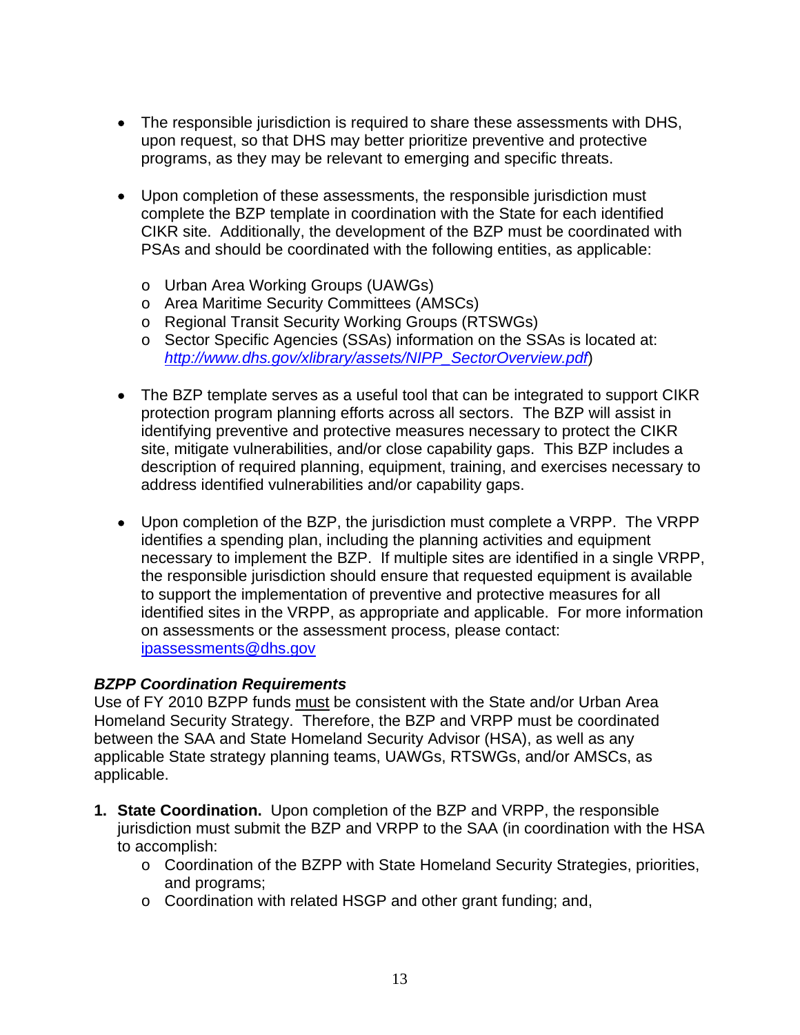- The responsible jurisdiction is required to share these assessments with DHS, upon request, so that DHS may better prioritize preventive and protective programs, as they may be relevant to emerging and specific threats.

- Upon completion of these assessments, the responsible jurisdiction must complete the BZP template in coordination with the State for each identified CIKR site. Additionally, the development of the BZP must be coordinated with PSAs and should be coordinated with the following entities, as applicable:

  - Urban Area Working Groups (UAWGs)
  - Area Maritime Security Committees (AMSCs)
  - Regional Transit Security Working Groups (RTSWGs)
  - Sector Specific Agencies (SSAs) information on the SSAs is located at: *http://www.dhs.gov/xlibrary/assets/NIPP_SectorOverview.pdf*)

- The BZP template serves as a useful tool that can be integrated to support CIKR protection program planning efforts across all sectors. The BZP will assist in identifying preventive and protective measures necessary to protect the CIKR site, mitigate vulnerabilities, and/or close capability gaps. This BZP includes a description of required planning, equipment, training, and exercises necessary to address identified vulnerabilities and/or capability gaps.

- Upon completion of the BZP, the jurisdiction must complete a VRPP. The VRPP identifies a spending plan, including the planning activities and equipment necessary to implement the BZP. If multiple sites are identified in a single VRPP, the responsible jurisdiction should ensure that requested equipment is available to support the implementation of preventive and protective measures for all identified sites in the VRPP, as appropriate and applicable. For more information on assessments or the assessment process, please contact: ipassessments@dhs.gov

***BZPP Coordination Requirements***

Use of FY 2010 BZPP funds must be consistent with the State and/or Urban Area Homeland Security Strategy. Therefore, the BZP and VRPP must be coordinated between the SAA and State Homeland Security Advisor (HSA), as well as any applicable State strategy planning teams, UAWGs, RTSWGs, and/or AMSCs, as applicable.

1. **State Coordination.** Upon completion of the BZP and VRPP, the responsible jurisdiction must submit the BZP and VRPP to the SAA (in coordination with the HSA to accomplish:
   - Coordination of the BZPP with State Homeland Security Strategies, priorities, and programs;
   - Coordination with related HSGP and other grant funding; and,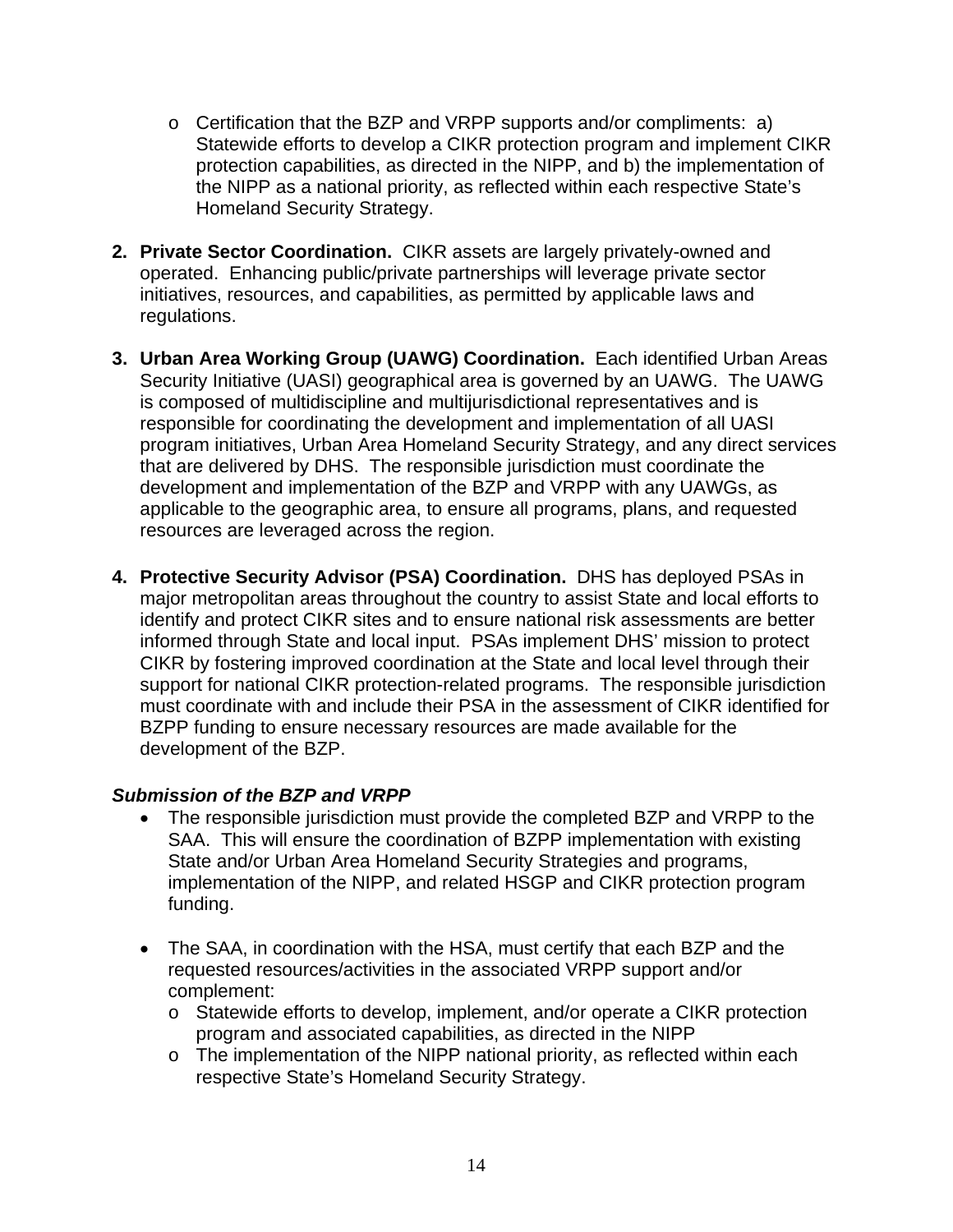- Certification that the BZP and VRPP supports and/or compliments: a) Statewide efforts to develop a CIKR protection program and implement CIKR protection capabilities, as directed in the NIPP, and b) the implementation of the NIPP as a national priority, as reflected within each respective State's Homeland Security Strategy.

2. **Private Sector Coordination.** CIKR assets are largely privately-owned and operated. Enhancing public/private partnerships will leverage private sector initiatives, resources, and capabilities, as permitted by applicable laws and regulations.

3. **Urban Area Working Group (UAWG) Coordination.** Each identified Urban Areas Security Initiative (UASI) geographical area is governed by an UAWG. The UAWG is composed of multidiscipline and multijurisdictional representatives and is responsible for coordinating the development and implementation of all UASI program initiatives, Urban Area Homeland Security Strategy, and any direct services that are delivered by DHS. The responsible jurisdiction must coordinate the development and implementation of the BZP and VRPP with any UAWGs, as applicable to the geographic area, to ensure all programs, plans, and requested resources are leveraged across the region.

4. **Protective Security Advisor (PSA) Coordination.** DHS has deployed PSAs in major metropolitan areas throughout the country to assist State and local efforts to identify and protect CIKR sites and to ensure national risk assessments are better informed through State and local input. PSAs implement DHS' mission to protect CIKR by fostering improved coordination at the State and local level through their support for national CIKR protection-related programs. The responsible jurisdiction must coordinate with and include their PSA in the assessment of CIKR identified for BZPP funding to ensure necessary resources are made available for the development of the BZP.

***Submission of the BZP and VRPP***

- The responsible jurisdiction must provide the completed BZP and VRPP to the SAA. This will ensure the coordination of BZPP implementation with existing State and/or Urban Area Homeland Security Strategies and programs, implementation of the NIPP, and related HSGP and CIKR protection program funding.

- The SAA, in coordination with the HSA, must certify that each BZP and the requested resources/activities in the associated VRPP support and/or complement:
  - Statewide efforts to develop, implement, and/or operate a CIKR protection program and associated capabilities, as directed in the NIPP
  - The implementation of the NIPP national priority, as reflected within each respective State's Homeland Security Strategy.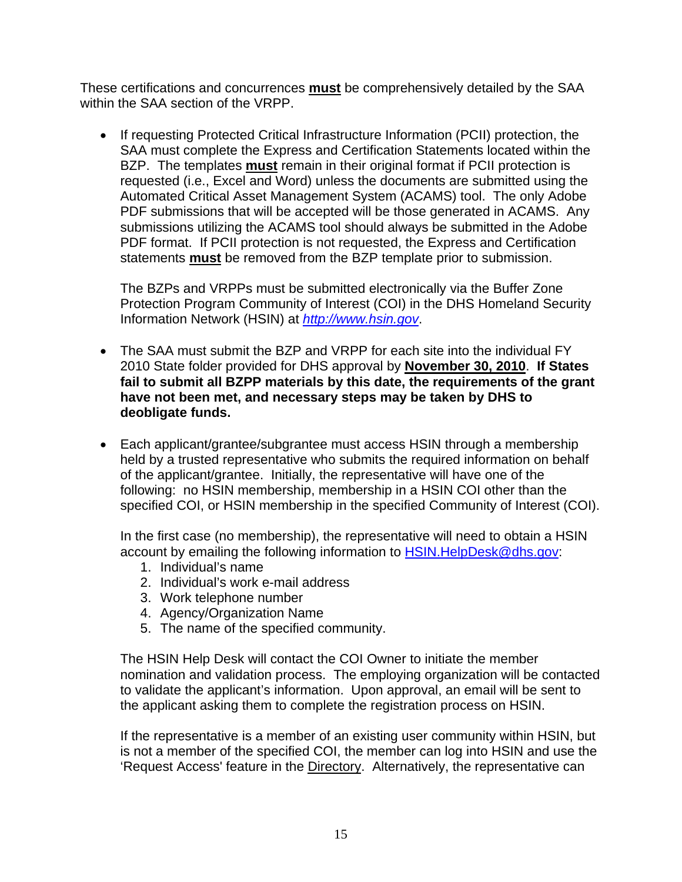These certifications and concurrences **must** be comprehensively detailed by the SAA within the SAA section of the VRPP.

- If requesting Protected Critical Infrastructure Information (PCII) protection, the SAA must complete the Express and Certification Statements located within the BZP. The templates **must** remain in their original format if PCII protection is requested (i.e., Excel and Word) unless the documents are submitted using the Automated Critical Asset Management System (ACAMS) tool. The only Adobe PDF submissions that will be accepted will be those generated in ACAMS. Any submissions utilizing the ACAMS tool should always be submitted in the Adobe PDF format. If PCII protection is not requested, the Express and Certification statements **must** be removed from the BZP template prior to submission.

  The BZPs and VRPPs must be submitted electronically via the Buffer Zone Protection Program Community of Interest (COI) in the DHS Homeland Security Information Network (HSIN) at *http://www.hsin.gov*.

- The SAA must submit the BZP and VRPP for each site into the individual FY 2010 State folder provided for DHS approval by **November 30, 2010**. **If States fail to submit all BZPP materials by this date, the requirements of the grant have not been met, and necessary steps may be taken by DHS to deobligate funds.**

- Each applicant/grantee/subgrantee must access HSIN through a membership held by a trusted representative who submits the required information on behalf of the applicant/grantee. Initially, the representative will have one of the following: no HSIN membership, membership in a HSIN COI other than the specified COI, or HSIN membership in the specified Community of Interest (COI).

  In the first case (no membership), the representative will need to obtain a HSIN account by emailing the following information to HSIN.HelpDesk@dhs.gov:
  1. Individual's name
  2. Individual's work e-mail address
  3. Work telephone number
  4. Agency/Organization Name
  5. The name of the specified community.

  The HSIN Help Desk will contact the COI Owner to initiate the member nomination and validation process. The employing organization will be contacted to validate the applicant's information. Upon approval, an email will be sent to the applicant asking them to complete the registration process on HSIN.

  If the representative is a member of an existing user community within HSIN, but is not a member of the specified COI, the member can log into HSIN and use the 'Request Access' feature in the Directory. Alternatively, the representative can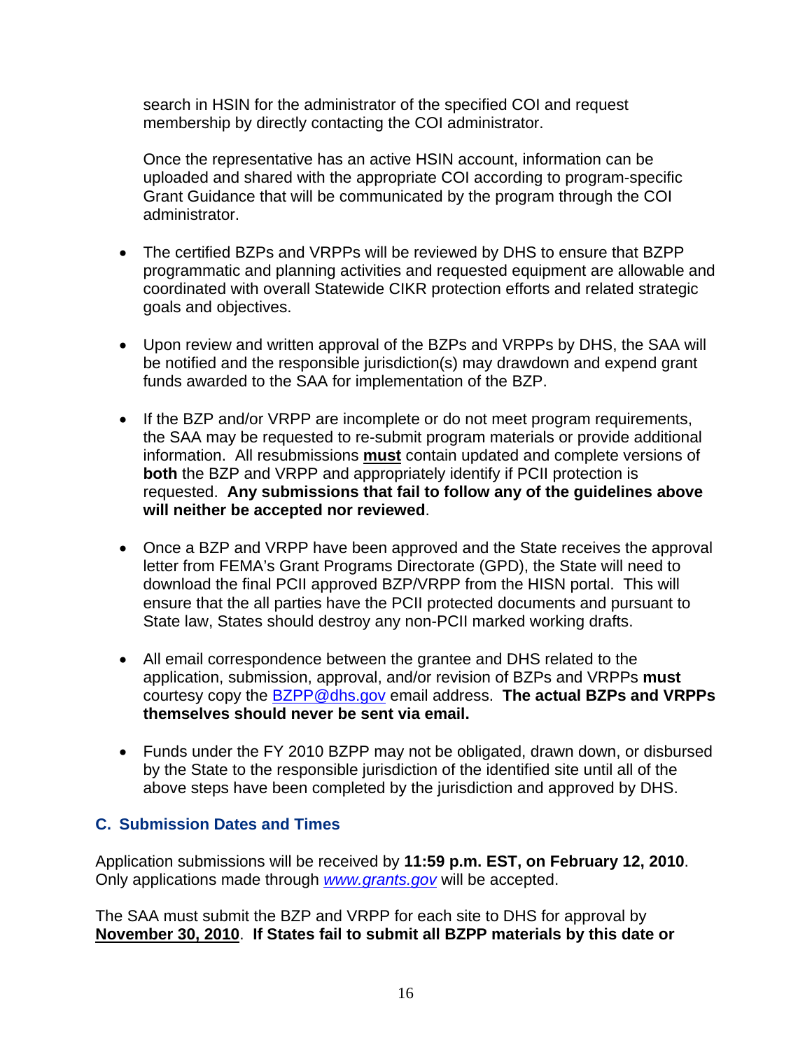search in HSIN for the administrator of the specified COI and request membership by directly contacting the COI administrator.

Once the representative has an active HSIN account, information can be uploaded and shared with the appropriate COI according to program-specific Grant Guidance that will be communicated by the program through the COI administrator.

- The certified BZPs and VRPPs will be reviewed by DHS to ensure that BZPP programmatic and planning activities and requested equipment are allowable and coordinated with overall Statewide CIKR protection efforts and related strategic goals and objectives.

- Upon review and written approval of the BZPs and VRPPs by DHS, the SAA will be notified and the responsible jurisdiction(s) may drawdown and expend grant funds awarded to the SAA for implementation of the BZP.

- If the BZP and/or VRPP are incomplete or do not meet program requirements, the SAA may be requested to re-submit program materials or provide additional information. All resubmissions **must** contain updated and complete versions of **both** the BZP and VRPP and appropriately identify if PCII protection is requested. **Any submissions that fail to follow any of the guidelines above will neither be accepted nor reviewed**.

- Once a BZP and VRPP have been approved and the State receives the approval letter from FEMA's Grant Programs Directorate (GPD), the State will need to download the final PCII approved BZP/VRPP from the HISN portal. This will ensure that the all parties have the PCII protected documents and pursuant to State law, States should destroy any non-PCII marked working drafts.

- All email correspondence between the grantee and DHS related to the application, submission, approval, and/or revision of BZPs and VRPPs **must** courtesy copy the BZPP@dhs.gov email address. **The actual BZPs and VRPPs themselves should never be sent via email.**

- Funds under the FY 2010 BZPP may not be obligated, drawn down, or disbursed by the State to the responsible jurisdiction of the identified site until all of the above steps have been completed by the jurisdiction and approved by DHS.

### C. Submission Dates and Times

Application submissions will be received by **11:59 p.m. EST, on February 12, 2010**. Only applications made through *www.grants.gov* will be accepted.

The SAA must submit the BZP and VRPP for each site to DHS for approval by **November 30, 2010**. **If States fail to submit all BZPP materials by this date or**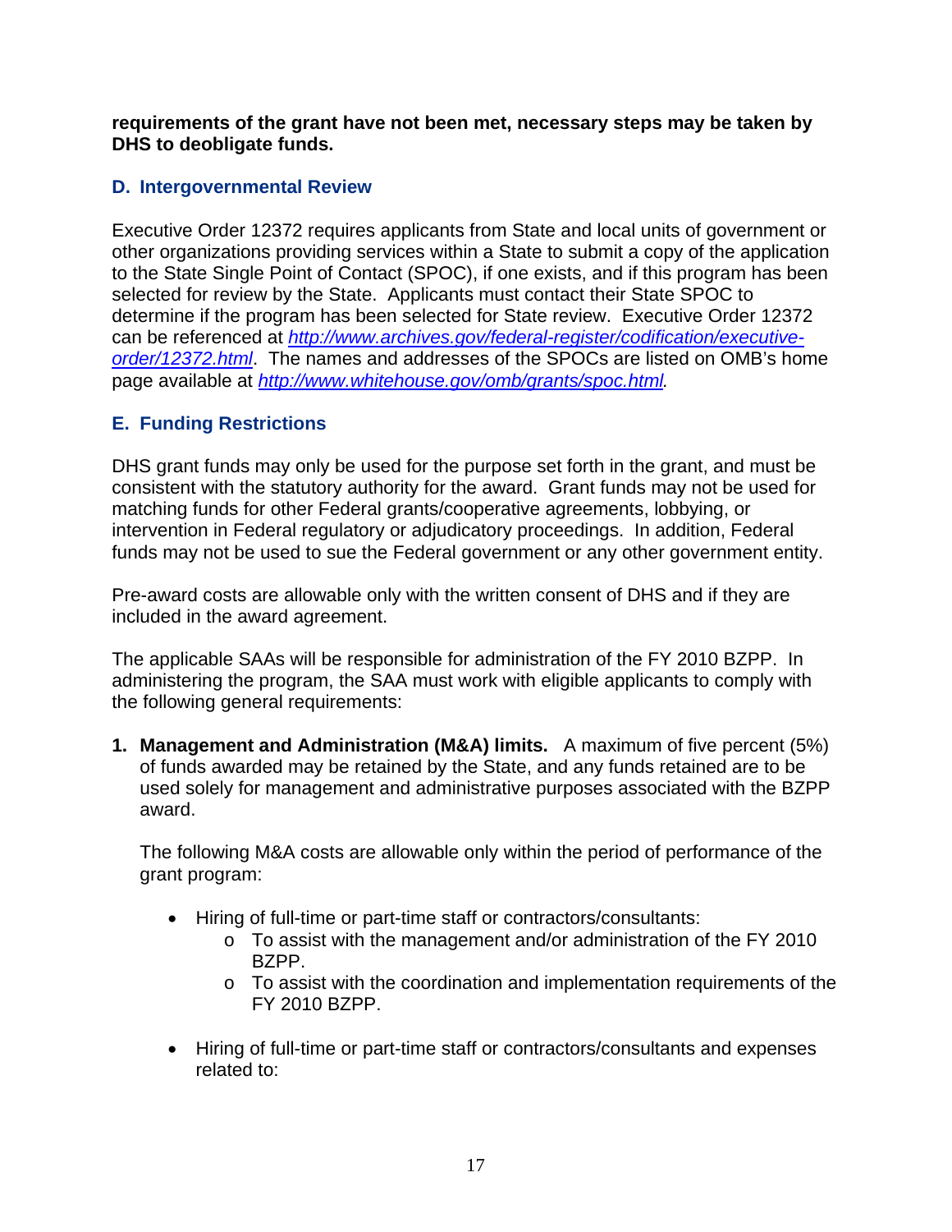**requirements of the grant have not been met, necessary steps may be taken by DHS to deobligate funds.**

### D. Intergovernmental Review

Executive Order 12372 requires applicants from State and local units of government or other organizations providing services within a State to submit a copy of the application to the State Single Point of Contact (SPOC), if one exists, and if this program has been selected for review by the State. Applicants must contact their State SPOC to determine if the program has been selected for State review. Executive Order 12372 can be referenced at *http://www.archives.gov/federal-register/codification/executive-order/12372.html*. The names and addresses of the SPOCs are listed on OMB's home page available at *http://www.whitehouse.gov/omb/grants/spoc.html*.

### E. Funding Restrictions

DHS grant funds may only be used for the purpose set forth in the grant, and must be consistent with the statutory authority for the award. Grant funds may not be used for matching funds for other Federal grants/cooperative agreements, lobbying, or intervention in Federal regulatory or adjudicatory proceedings. In addition, Federal funds may not be used to sue the Federal government or any other government entity.

Pre-award costs are allowable only with the written consent of DHS and if they are included in the award agreement.

The applicable SAAs will be responsible for administration of the FY 2010 BZPP. In administering the program, the SAA must work with eligible applicants to comply with the following general requirements:

1. **Management and Administration (M&A) limits.** A maximum of five percent (5%) of funds awarded may be retained by the State, and any funds retained are to be used solely for management and administrative purposes associated with the BZPP award.

   The following M&A costs are allowable only within the period of performance of the grant program:

   - Hiring of full-time or part-time staff or contractors/consultants:
     - To assist with the management and/or administration of the FY 2010 BZPP.
     - To assist with the coordination and implementation requirements of the FY 2010 BZPP.
   - Hiring of full-time or part-time staff or contractors/consultants and expenses related to: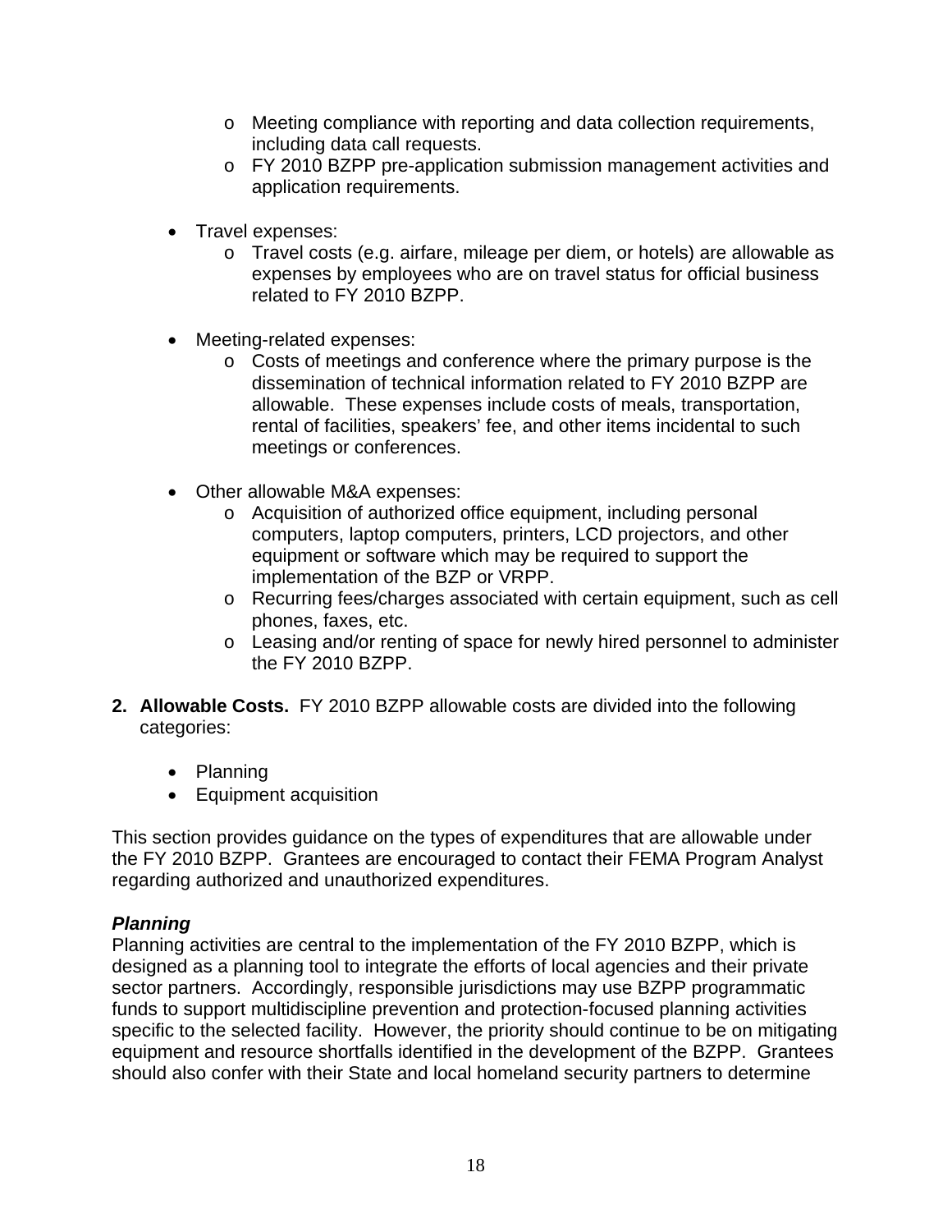- Meeting compliance with reporting and data collection requirements, including data call requests.
    - FY 2010 BZPP pre-application submission management activities and application requirements.

- Travel expenses:
    - Travel costs (e.g. airfare, mileage per diem, or hotels) are allowable as expenses by employees who are on travel status for official business related to FY 2010 BZPP.

- Meeting-related expenses:
    - Costs of meetings and conference where the primary purpose is the dissemination of technical information related to FY 2010 BZPP are allowable. These expenses include costs of meals, transportation, rental of facilities, speakers' fee, and other items incidental to such meetings or conferences.

- Other allowable M&A expenses:
    - Acquisition of authorized office equipment, including personal computers, laptop computers, printers, LCD projectors, and other equipment or software which may be required to support the implementation of the BZP or VRPP.
    - Recurring fees/charges associated with certain equipment, such as cell phones, faxes, etc.
    - Leasing and/or renting of space for newly hired personnel to administer the FY 2010 BZPP.

2. **Allowable Costs.** FY 2010 BZPP allowable costs are divided into the following categories:

    - Planning
    - Equipment acquisition

This section provides guidance on the types of expenditures that are allowable under the FY 2010 BZPP. Grantees are encouraged to contact their FEMA Program Analyst regarding authorized and unauthorized expenditures.

***Planning***

Planning activities are central to the implementation of the FY 2010 BZPP, which is designed as a planning tool to integrate the efforts of local agencies and their private sector partners. Accordingly, responsible jurisdictions may use BZPP programmatic funds to support multidiscipline prevention and protection-focused planning activities specific to the selected facility. However, the priority should continue to be on mitigating equipment and resource shortfalls identified in the development of the BZPP. Grantees should also confer with their State and local homeland security partners to determine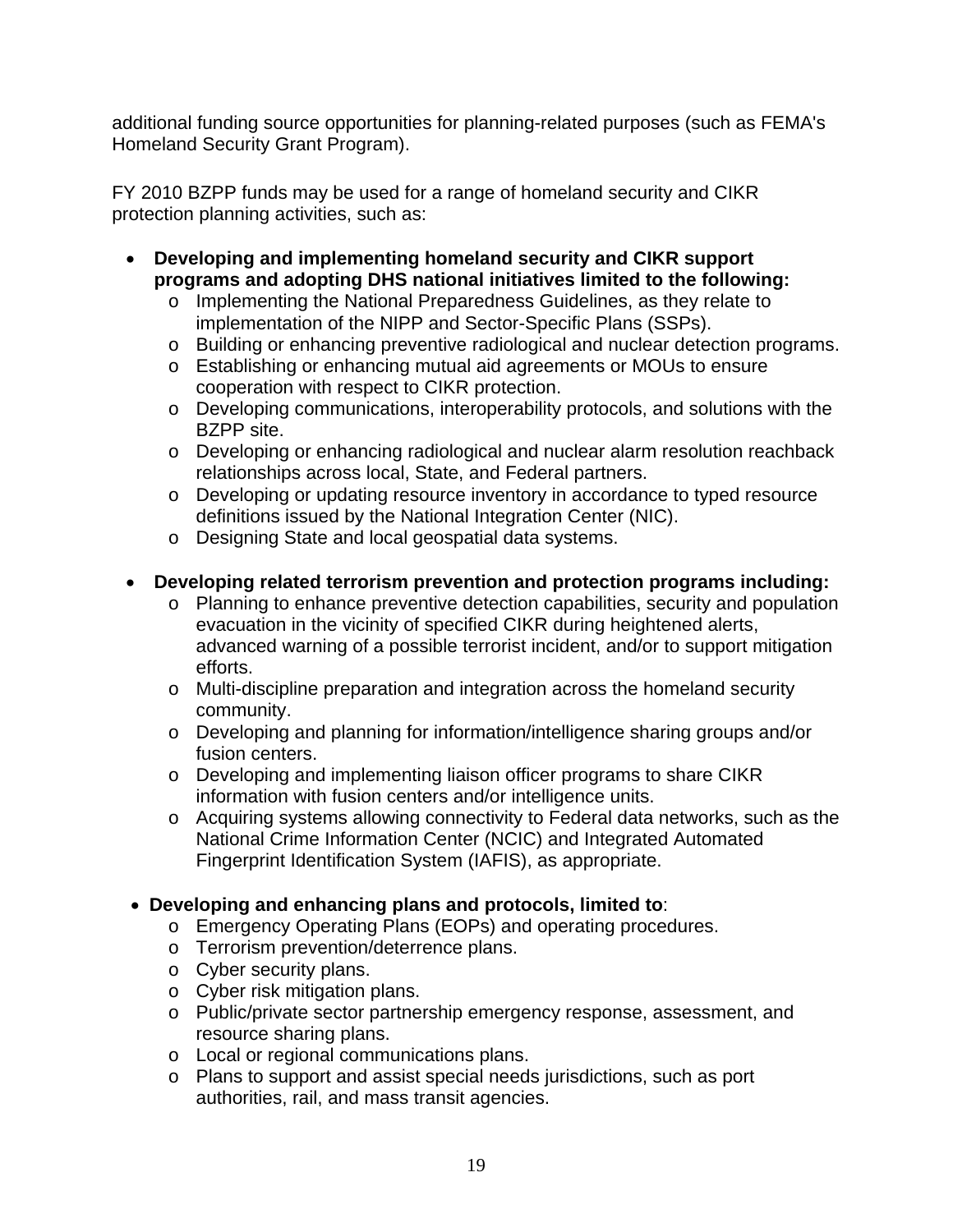additional funding source opportunities for planning-related purposes (such as FEMA's Homeland Security Grant Program).

FY 2010 BZPP funds may be used for a range of homeland security and CIKR protection planning activities, such as:

- **Developing and implementing homeland security and CIKR support programs and adopting DHS national initiatives limited to the following:**
  - Implementing the National Preparedness Guidelines, as they relate to implementation of the NIPP and Sector-Specific Plans (SSPs).
  - Building or enhancing preventive radiological and nuclear detection programs.
  - Establishing or enhancing mutual aid agreements or MOUs to ensure cooperation with respect to CIKR protection.
  - Developing communications, interoperability protocols, and solutions with the BZPP site.
  - Developing or enhancing radiological and nuclear alarm resolution reachback relationships across local, State, and Federal partners.
  - Developing or updating resource inventory in accordance to typed resource definitions issued by the National Integration Center (NIC).
  - Designing State and local geospatial data systems.

- **Developing related terrorism prevention and protection programs including:**
  - Planning to enhance preventive detection capabilities, security and population evacuation in the vicinity of specified CIKR during heightened alerts, advanced warning of a possible terrorist incident, and/or to support mitigation efforts.
  - Multi-discipline preparation and integration across the homeland security community.
  - Developing and planning for information/intelligence sharing groups and/or fusion centers.
  - Developing and implementing liaison officer programs to share CIKR information with fusion centers and/or intelligence units.
  - Acquiring systems allowing connectivity to Federal data networks, such as the National Crime Information Center (NCIC) and Integrated Automated Fingerprint Identification System (IAFIS), as appropriate.

- **Developing and enhancing plans and protocols, limited to**:
  - Emergency Operating Plans (EOPs) and operating procedures.
  - Terrorism prevention/deterrence plans.
  - Cyber security plans.
  - Cyber risk mitigation plans.
  - Public/private sector partnership emergency response, assessment, and resource sharing plans.
  - Local or regional communications plans.
  - Plans to support and assist special needs jurisdictions, such as port authorities, rail, and mass transit agencies.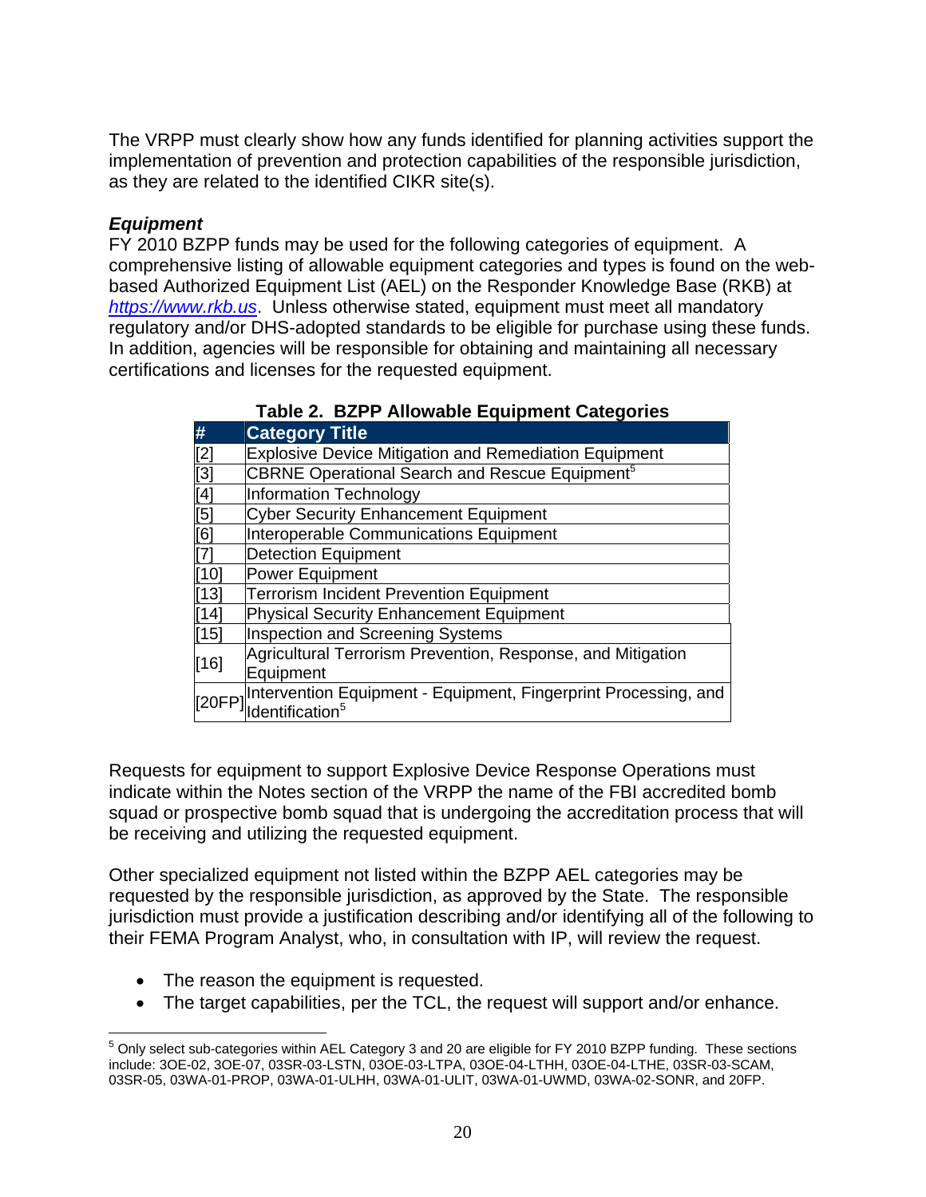The VRPP must clearly show how any funds identified for planning activities support the implementation of prevention and protection capabilities of the responsible jurisdiction, as they are related to the identified CIKR site(s).

***Equipment***

FY 2010 BZPP funds may be used for the following categories of equipment. A comprehensive listing of allowable equipment categories and types is found on the web-based Authorized Equipment List (AEL) on the Responder Knowledge Base (RKB) at https://www.rkb.us. Unless otherwise stated, equipment must meet all mandatory regulatory and/or DHS-adopted standards to be eligible for purchase using these funds. In addition, agencies will be responsible for obtaining and maintaining all necessary certifications and licenses for the requested equipment.

**Table 2. BZPP Allowable Equipment Categories**

| # | Category Title |
|---|---|
| [2] | Explosive Device Mitigation and Remediation Equipment |
| [3] | CBRNE Operational Search and Rescue Equipment[5] |
| [4] | Information Technology |
| [5] | Cyber Security Enhancement Equipment |
| [6] | Interoperable Communications Equipment |
| [7] | Detection Equipment |
| [10] | Power Equipment |
| [13] | Terrorism Incident Prevention Equipment |
| [14] | Physical Security Enhancement Equipment |
| [15] | Inspection and Screening Systems |
| [16] | Agricultural Terrorism Prevention, Response, and Mitigation Equipment |
| [20FP] | Intervention Equipment - Equipment, Fingerprint Processing, and Identification[5] |

Requests for equipment to support Explosive Device Response Operations must indicate within the Notes section of the VRPP the name of the FBI accredited bomb squad or prospective bomb squad that is undergoing the accreditation process that will be receiving and utilizing the requested equipment.

Other specialized equipment not listed within the BZPP AEL categories may be requested by the responsible jurisdiction, as approved by the State. The responsible jurisdiction must provide a justification describing and/or identifying all of the following to their FEMA Program Analyst, who, in consultation with IP, will review the request.

- The reason the equipment is requested.
- The target capabilities, per the TCL, the request will support and/or enhance.

[5] Only select sub-categories within AEL Category 3 and 20 are eligible for FY 2010 BZPP funding. These sections include: 3OE-02, 3OE-07, 03SR-03-LSTN, 03OE-03-LTPA, 03OE-04-LTHH, 03OE-04-LTHE, 03SR-03-SCAM, 03SR-05, 03WA-01-PROP, 03WA-01-ULHH, 03WA-01-ULIT, 03WA-01-UWMD, 03WA-02-SONR, and 20FP.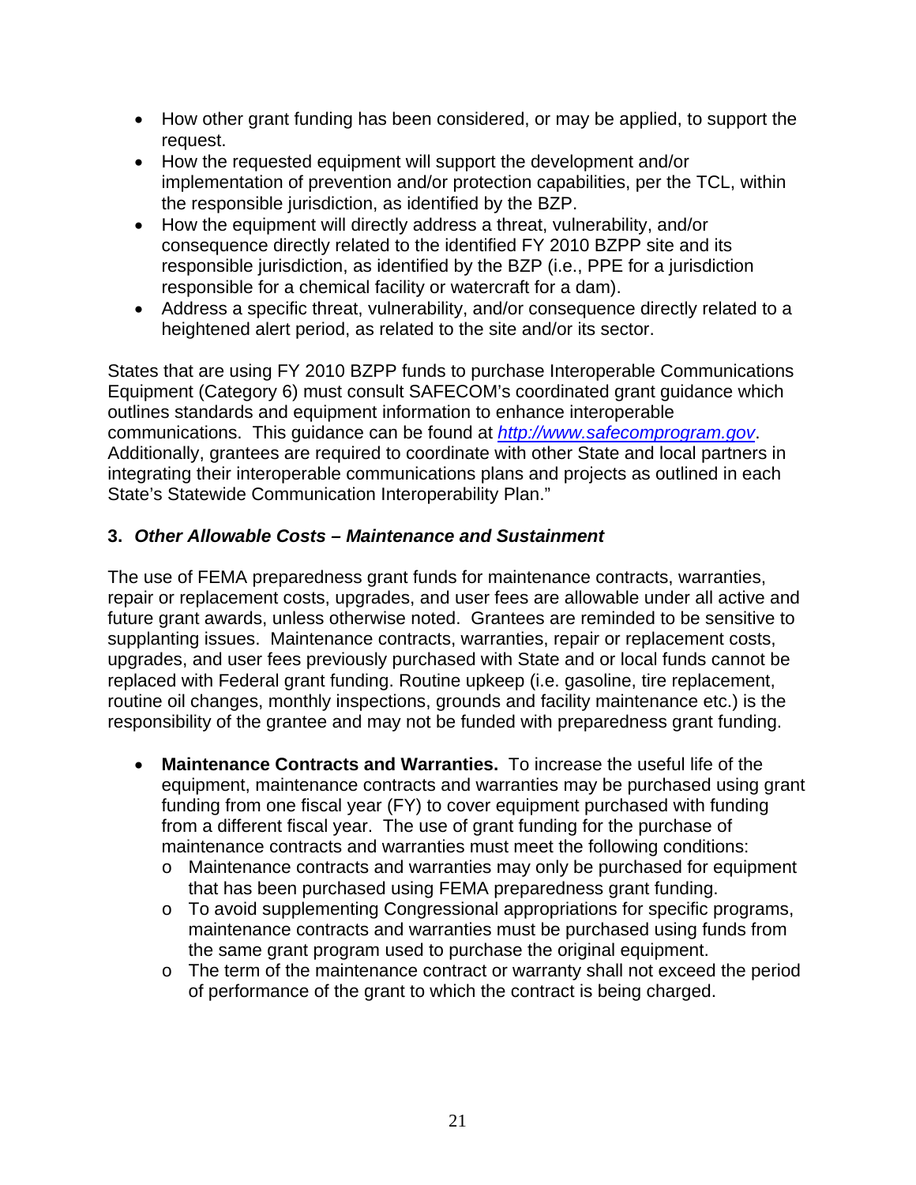- How other grant funding has been considered, or may be applied, to support the request.
- How the requested equipment will support the development and/or implementation of prevention and/or protection capabilities, per the TCL, within the responsible jurisdiction, as identified by the BZP.
- How the equipment will directly address a threat, vulnerability, and/or consequence directly related to the identified FY 2010 BZPP site and its responsible jurisdiction, as identified by the BZP (i.e., PPE for a jurisdiction responsible for a chemical facility or watercraft for a dam).
- Address a specific threat, vulnerability, and/or consequence directly related to a heightened alert period, as related to the site and/or its sector.

States that are using FY 2010 BZPP funds to purchase Interoperable Communications Equipment (Category 6) must consult SAFECOM's coordinated grant guidance which outlines standards and equipment information to enhance interoperable communications. This guidance can be found at *[http://www.safecomprogram.gov](http://www.safecomprogram.gov)*. Additionally, grantees are required to coordinate with other State and local partners in integrating their interoperable communications plans and projects as outlined in each State's Statewide Communication Interoperability Plan."

### 3. *Other Allowable Costs – Maintenance and Sustainment*

The use of FEMA preparedness grant funds for maintenance contracts, warranties, repair or replacement costs, upgrades, and user fees are allowable under all active and future grant awards, unless otherwise noted. Grantees are reminded to be sensitive to supplanting issues. Maintenance contracts, warranties, repair or replacement costs, upgrades, and user fees previously purchased with State and or local funds cannot be replaced with Federal grant funding. Routine upkeep (i.e. gasoline, tire replacement, routine oil changes, monthly inspections, grounds and facility maintenance etc.) is the responsibility of the grantee and may not be funded with preparedness grant funding.

- **Maintenance Contracts and Warranties.** To increase the useful life of the equipment, maintenance contracts and warranties may be purchased using grant funding from one fiscal year (FY) to cover equipment purchased with funding from a different fiscal year. The use of grant funding for the purchase of maintenance contracts and warranties must meet the following conditions:
  - Maintenance contracts and warranties may only be purchased for equipment that has been purchased using FEMA preparedness grant funding.
  - To avoid supplementing Congressional appropriations for specific programs, maintenance contracts and warranties must be purchased using funds from the same grant program used to purchase the original equipment.
  - The term of the maintenance contract or warranty shall not exceed the period of performance of the grant to which the contract is being charged.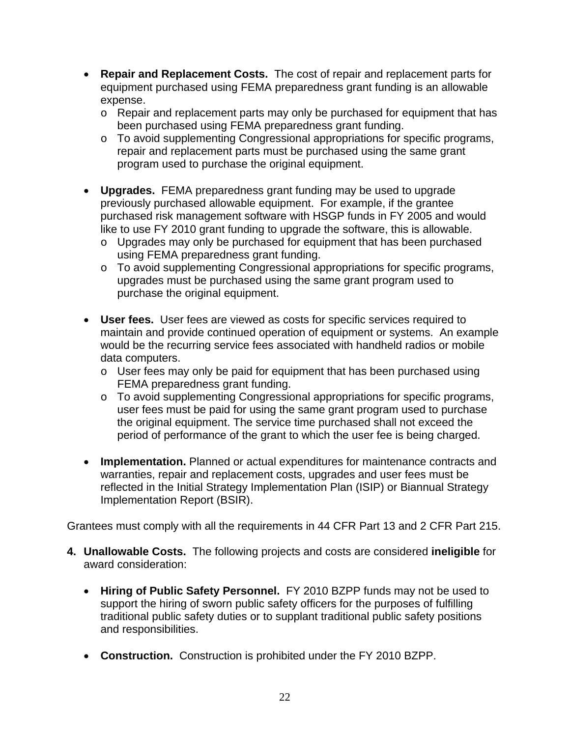- **Repair and Replacement Costs.** The cost of repair and replacement parts for equipment purchased using FEMA preparedness grant funding is an allowable expense.
  - Repair and replacement parts may only be purchased for equipment that has been purchased using FEMA preparedness grant funding.
  - To avoid supplementing Congressional appropriations for specific programs, repair and replacement parts must be purchased using the same grant program used to purchase the original equipment.

- **Upgrades.** FEMA preparedness grant funding may be used to upgrade previously purchased allowable equipment. For example, if the grantee purchased risk management software with HSGP funds in FY 2005 and would like to use FY 2010 grant funding to upgrade the software, this is allowable.
  - Upgrades may only be purchased for equipment that has been purchased using FEMA preparedness grant funding.
  - To avoid supplementing Congressional appropriations for specific programs, upgrades must be purchased using the same grant program used to purchase the original equipment.

- **User fees.** User fees are viewed as costs for specific services required to maintain and provide continued operation of equipment or systems. An example would be the recurring service fees associated with handheld radios or mobile data computers.
  - User fees may only be paid for equipment that has been purchased using FEMA preparedness grant funding.
  - To avoid supplementing Congressional appropriations for specific programs, user fees must be paid for using the same grant program used to purchase the original equipment. The service time purchased shall not exceed the period of performance of the grant to which the user fee is being charged.

- **Implementation.** Planned or actual expenditures for maintenance contracts and warranties, repair and replacement costs, upgrades and user fees must be reflected in the Initial Strategy Implementation Plan (ISIP) or Biannual Strategy Implementation Report (BSIR).

Grantees must comply with all the requirements in 44 CFR Part 13 and 2 CFR Part 215.

4. **Unallowable Costs.** The following projects and costs are considered **ineligible** for award consideration:

   - **Hiring of Public Safety Personnel.** FY 2010 BZPP funds may not be used to support the hiring of sworn public safety officers for the purposes of fulfilling traditional public safety duties or to supplant traditional public safety positions and responsibilities.

   - **Construction.** Construction is prohibited under the FY 2010 BZPP.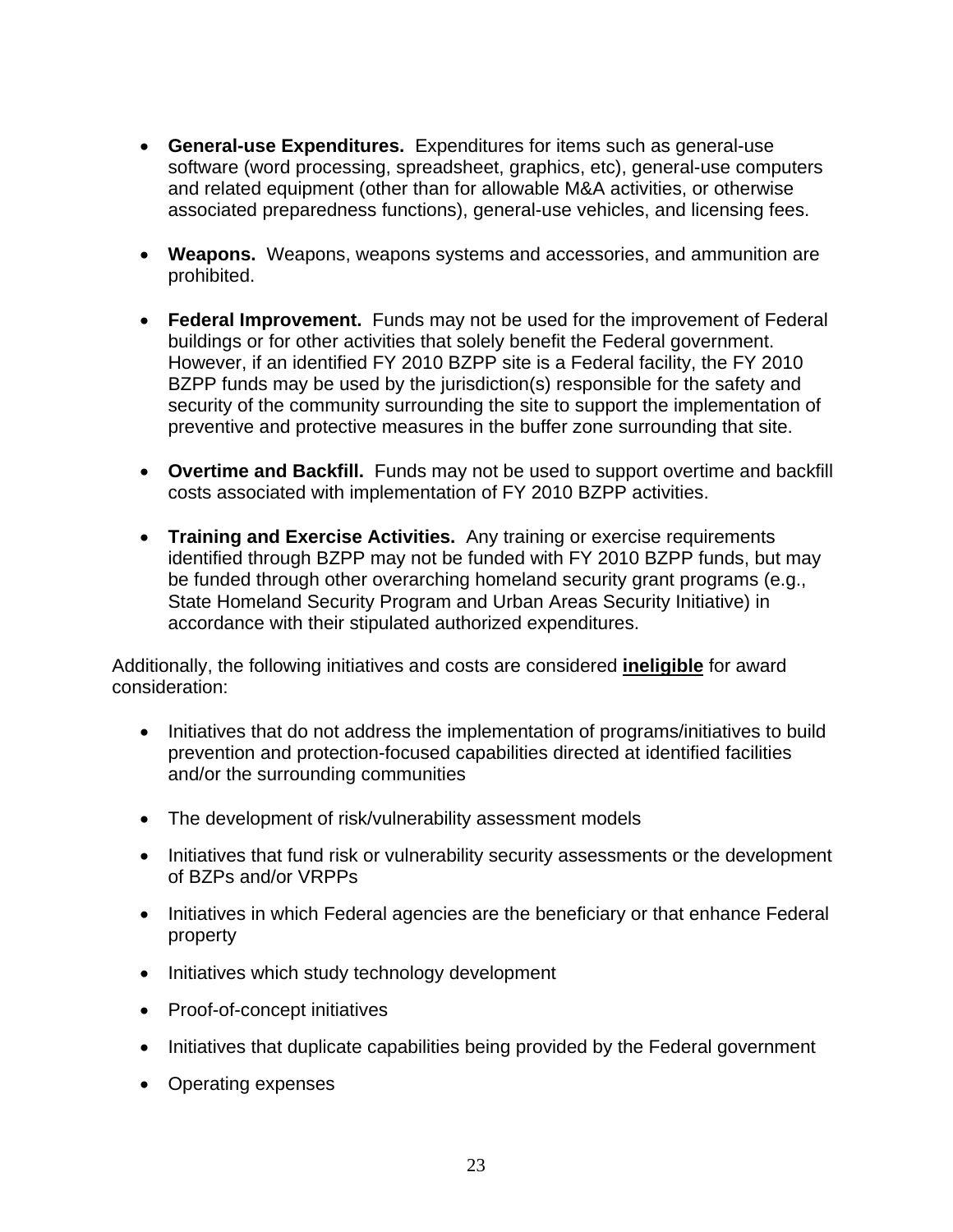- **General-use Expenditures.** Expenditures for items such as general-use software (word processing, spreadsheet, graphics, etc), general-use computers and related equipment (other than for allowable M&A activities, or otherwise associated preparedness functions), general-use vehicles, and licensing fees.

- **Weapons.** Weapons, weapons systems and accessories, and ammunition are prohibited.

- **Federal Improvement.** Funds may not be used for the improvement of Federal buildings or for other activities that solely benefit the Federal government. However, if an identified FY 2010 BZPP site is a Federal facility, the FY 2010 BZPP funds may be used by the jurisdiction(s) responsible for the safety and security of the community surrounding the site to support the implementation of preventive and protective measures in the buffer zone surrounding that site.

- **Overtime and Backfill.** Funds may not be used to support overtime and backfill costs associated with implementation of FY 2010 BZPP activities.

- **Training and Exercise Activities.** Any training or exercise requirements identified through BZPP may not be funded with FY 2010 BZPP funds, but may be funded through other overarching homeland security grant programs (e.g., State Homeland Security Program and Urban Areas Security Initiative) in accordance with their stipulated authorized expenditures.

Additionally, the following initiatives and costs are considered **ineligible** for award consideration:

- Initiatives that do not address the implementation of programs/initiatives to build prevention and protection-focused capabilities directed at identified facilities and/or the surrounding communities

- The development of risk/vulnerability assessment models

- Initiatives that fund risk or vulnerability security assessments or the development of BZPs and/or VRPPs

- Initiatives in which Federal agencies are the beneficiary or that enhance Federal property

- Initiatives which study technology development

- Proof-of-concept initiatives

- Initiatives that duplicate capabilities being provided by the Federal government

- Operating expenses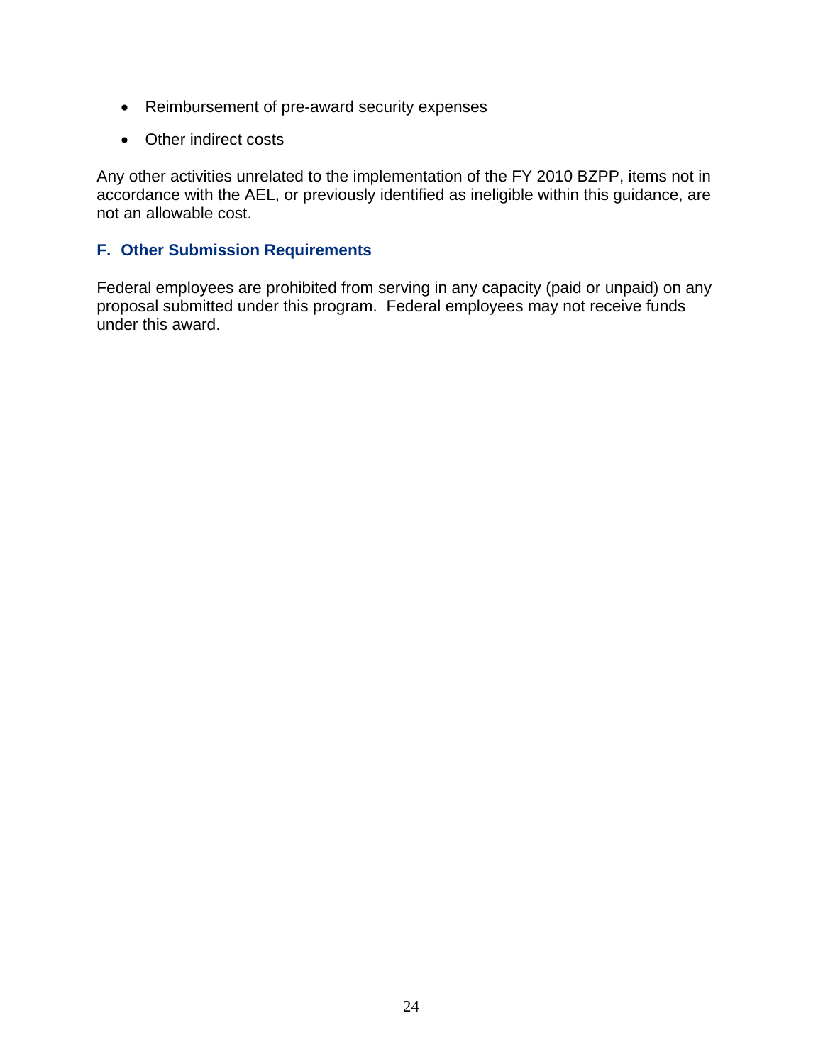- Reimbursement of pre-award security expenses
- Other indirect costs

Any other activities unrelated to the implementation of the FY 2010 BZPP, items not in accordance with the AEL, or previously identified as ineligible within this guidance, are not an allowable cost.

### F. Other Submission Requirements

Federal employees are prohibited from serving in any capacity (paid or unpaid) on any proposal submitted under this program. Federal employees may not receive funds under this award.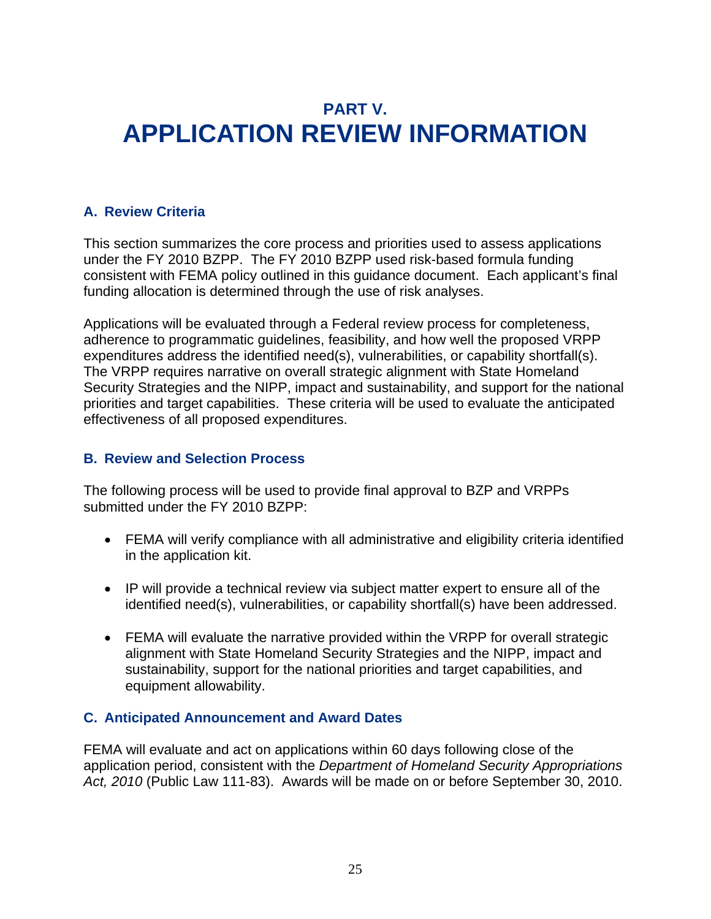# PART V. APPLICATION REVIEW INFORMATION

## A. Review Criteria

This section summarizes the core process and priorities used to assess applications under the FY 2010 BZPP. The FY 2010 BZPP used risk-based formula funding consistent with FEMA policy outlined in this guidance document. Each applicant's final funding allocation is determined through the use of risk analyses.

Applications will be evaluated through a Federal review process for completeness, adherence to programmatic guidelines, feasibility, and how well the proposed VRPP expenditures address the identified need(s), vulnerabilities, or capability shortfall(s). The VRPP requires narrative on overall strategic alignment with State Homeland Security Strategies and the NIPP, impact and sustainability, and support for the national priorities and target capabilities. These criteria will be used to evaluate the anticipated effectiveness of all proposed expenditures.

## B. Review and Selection Process

The following process will be used to provide final approval to BZP and VRPPs submitted under the FY 2010 BZPP:

- FEMA will verify compliance with all administrative and eligibility criteria identified in the application kit.
- IP will provide a technical review via subject matter expert to ensure all of the identified need(s), vulnerabilities, or capability shortfall(s) have been addressed.
- FEMA will evaluate the narrative provided within the VRPP for overall strategic alignment with State Homeland Security Strategies and the NIPP, impact and sustainability, support for the national priorities and target capabilities, and equipment allowability.

## C. Anticipated Announcement and Award Dates

FEMA will evaluate and act on applications within 60 days following close of the application period, consistent with the *Department of Homeland Security Appropriations Act, 2010* (Public Law 111-83). Awards will be made on or before September 30, 2010.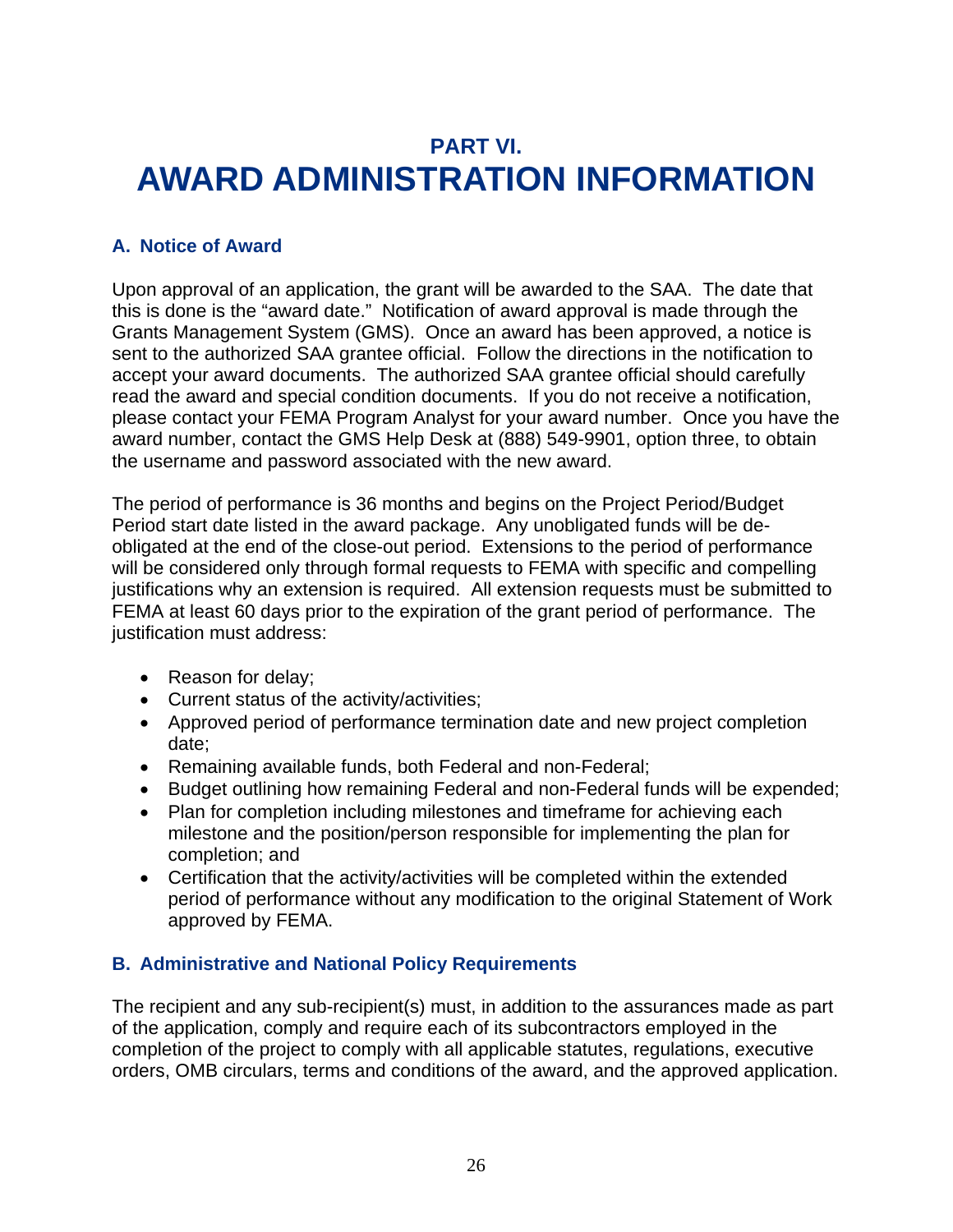# PART VI. AWARD ADMINISTRATION INFORMATION

## A. Notice of Award

Upon approval of an application, the grant will be awarded to the SAA. The date that this is done is the "award date." Notification of award approval is made through the Grants Management System (GMS). Once an award has been approved, a notice is sent to the authorized SAA grantee official. Follow the directions in the notification to accept your award documents. The authorized SAA grantee official should carefully read the award and special condition documents. If you do not receive a notification, please contact your FEMA Program Analyst for your award number. Once you have the award number, contact the GMS Help Desk at (888) 549-9901, option three, to obtain the username and password associated with the new award.

The period of performance is 36 months and begins on the Project Period/Budget Period start date listed in the award package. Any unobligated funds will be de-obligated at the end of the close-out period. Extensions to the period of performance will be considered only through formal requests to FEMA with specific and compelling justifications why an extension is required. All extension requests must be submitted to FEMA at least 60 days prior to the expiration of the grant period of performance. The justification must address:

- Reason for delay;
- Current status of the activity/activities;
- Approved period of performance termination date and new project completion date;
- Remaining available funds, both Federal and non-Federal;
- Budget outlining how remaining Federal and non-Federal funds will be expended;
- Plan for completion including milestones and timeframe for achieving each milestone and the position/person responsible for implementing the plan for completion; and
- Certification that the activity/activities will be completed within the extended period of performance without any modification to the original Statement of Work approved by FEMA.

## B. Administrative and National Policy Requirements

The recipient and any sub-recipient(s) must, in addition to the assurances made as part of the application, comply and require each of its subcontractors employed in the completion of the project to comply with all applicable statutes, regulations, executive orders, OMB circulars, terms and conditions of the award, and the approved application.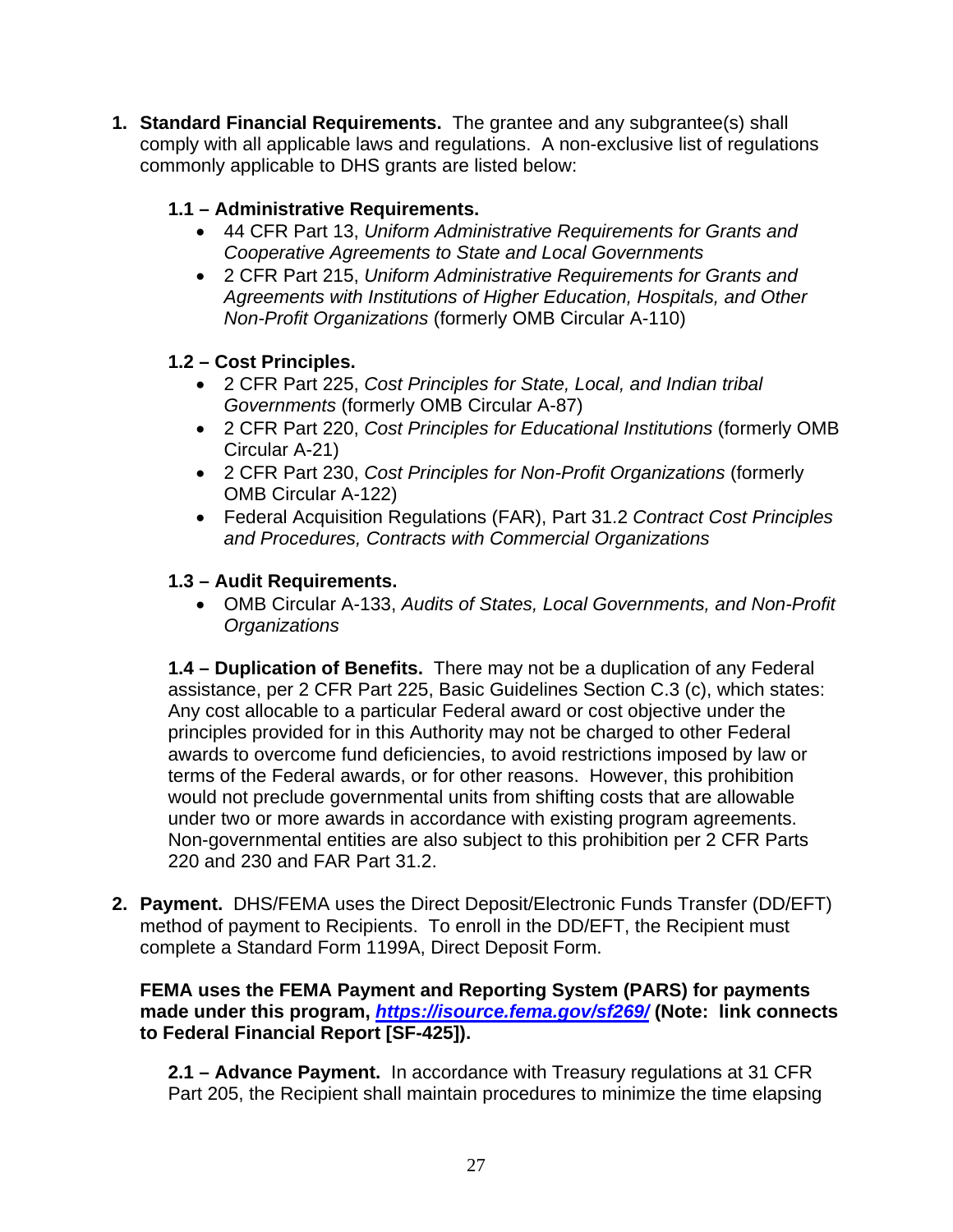1. **Standard Financial Requirements.** The grantee and any subgrantee(s) shall comply with all applicable laws and regulations. A non-exclusive list of regulations commonly applicable to DHS grants are listed below:

   **1.1 – Administrative Requirements.**
   - 44 CFR Part 13, *Uniform Administrative Requirements for Grants and Cooperative Agreements to State and Local Governments*
   - 2 CFR Part 215, *Uniform Administrative Requirements for Grants and Agreements with Institutions of Higher Education, Hospitals, and Other Non-Profit Organizations* (formerly OMB Circular A-110)

   **1.2 – Cost Principles.**
   - 2 CFR Part 225, *Cost Principles for State, Local, and Indian tribal Governments* (formerly OMB Circular A-87)
   - 2 CFR Part 220, *Cost Principles for Educational Institutions* (formerly OMB Circular A-21)
   - 2 CFR Part 230, *Cost Principles for Non-Profit Organizations* (formerly OMB Circular A-122)
   - Federal Acquisition Regulations (FAR), Part 31.2 *Contract Cost Principles and Procedures, Contracts with Commercial Organizations*

   **1.3 – Audit Requirements.**
   - OMB Circular A-133, *Audits of States, Local Governments, and Non-Profit Organizations*

   **1.4 – Duplication of Benefits.** There may not be a duplication of any Federal assistance, per 2 CFR Part 225, Basic Guidelines Section C.3 (c), which states: Any cost allocable to a particular Federal award or cost objective under the principles provided for in this Authority may not be charged to other Federal awards to overcome fund deficiencies, to avoid restrictions imposed by law or terms of the Federal awards, or for other reasons. However, this prohibition would not preclude governmental units from shifting costs that are allowable under two or more awards in accordance with existing program agreements. Non-governmental entities are also subject to this prohibition per 2 CFR Parts 220 and 230 and FAR Part 31.2.

2. **Payment.** DHS/FEMA uses the Direct Deposit/Electronic Funds Transfer (DD/EFT) method of payment to Recipients. To enroll in the DD/EFT, the Recipient must complete a Standard Form 1199A, Direct Deposit Form.

   **FEMA uses the FEMA Payment and Reporting System (PARS) for payments made under this program, *https://isource.fema.gov/sf269/* (Note: link connects to Federal Financial Report [SF-425]).**

   **2.1 – Advance Payment.** In accordance with Treasury regulations at 31 CFR Part 205, the Recipient shall maintain procedures to minimize the time elapsing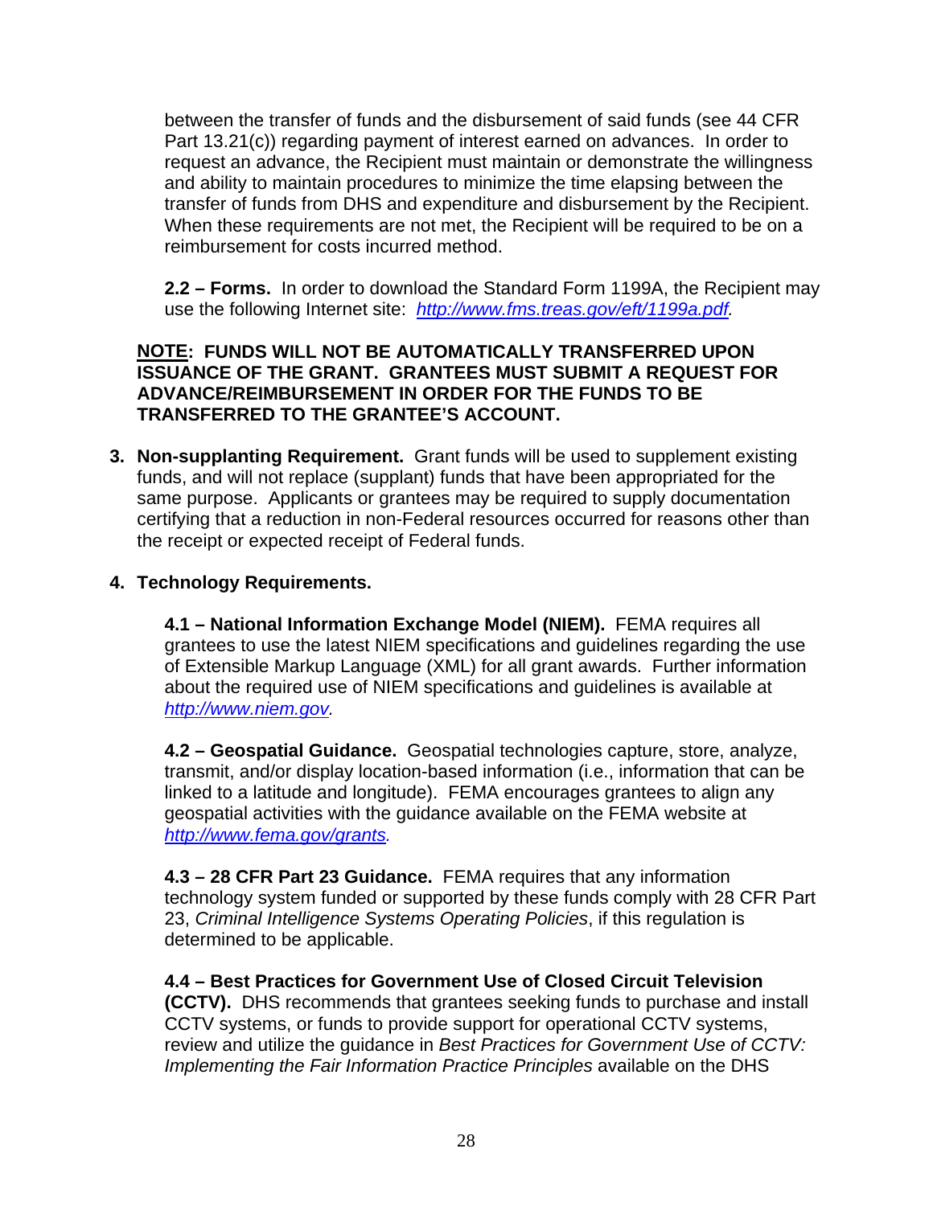between the transfer of funds and the disbursement of said funds (see 44 CFR Part 13.21(c)) regarding payment of interest earned on advances. In order to request an advance, the Recipient must maintain or demonstrate the willingness and ability to maintain procedures to minimize the time elapsing between the transfer of funds from DHS and expenditure and disbursement by the Recipient. When these requirements are not met, the Recipient will be required to be on a reimbursement for costs incurred method.

**2.2 – Forms.** In order to download the Standard Form 1199A, the Recipient may use the following Internet site: *http://www.fms.treas.gov/eft/1199a.pdf.*

**NOTE: FUNDS WILL NOT BE AUTOMATICALLY TRANSFERRED UPON ISSUANCE OF THE GRANT. GRANTEES MUST SUBMIT A REQUEST FOR ADVANCE/REIMBURSEMENT IN ORDER FOR THE FUNDS TO BE TRANSFERRED TO THE GRANTEE'S ACCOUNT.**

3. **Non-supplanting Requirement.** Grant funds will be used to supplement existing funds, and will not replace (supplant) funds that have been appropriated for the same purpose. Applicants or grantees may be required to supply documentation certifying that a reduction in non-Federal resources occurred for reasons other than the receipt or expected receipt of Federal funds.

4. **Technology Requirements.**

**4.1 – National Information Exchange Model (NIEM).** FEMA requires all grantees to use the latest NIEM specifications and guidelines regarding the use of Extensible Markup Language (XML) for all grant awards. Further information about the required use of NIEM specifications and guidelines is available at *http://www.niem.gov.*

**4.2 – Geospatial Guidance.** Geospatial technologies capture, store, analyze, transmit, and/or display location-based information (i.e., information that can be linked to a latitude and longitude). FEMA encourages grantees to align any geospatial activities with the guidance available on the FEMA website at *http://www.fema.gov/grants.*

**4.3 – 28 CFR Part 23 Guidance.** FEMA requires that any information technology system funded or supported by these funds comply with 28 CFR Part 23, *Criminal Intelligence Systems Operating Policies*, if this regulation is determined to be applicable.

**4.4 – Best Practices for Government Use of Closed Circuit Television (CCTV).** DHS recommends that grantees seeking funds to purchase and install CCTV systems, or funds to provide support for operational CCTV systems, review and utilize the guidance in *Best Practices for Government Use of CCTV: Implementing the Fair Information Practice Principles* available on the DHS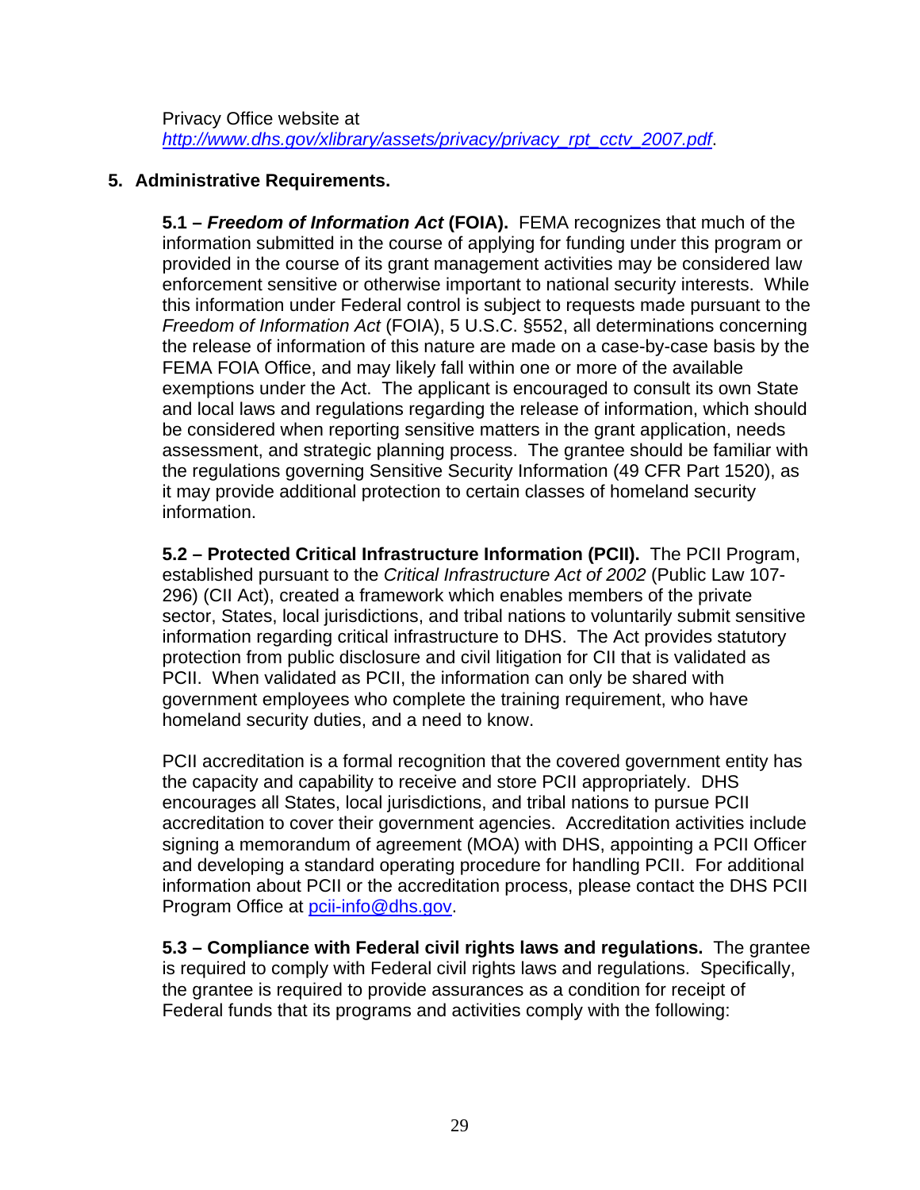Privacy Office website at
*http://www.dhs.gov/xlibrary/assets/privacy/privacy_rpt_cctv_2007.pdf*.

**5. Administrative Requirements.**

**5.1 – *Freedom of Information Act* (FOIA).** FEMA recognizes that much of the information submitted in the course of applying for funding under this program or provided in the course of its grant management activities may be considered law enforcement sensitive or otherwise important to national security interests. While this information under Federal control is subject to requests made pursuant to the *Freedom of Information Act* (FOIA), 5 U.S.C. §552, all determinations concerning the release of information of this nature are made on a case-by-case basis by the FEMA FOIA Office, and may likely fall within one or more of the available exemptions under the Act. The applicant is encouraged to consult its own State and local laws and regulations regarding the release of information, which should be considered when reporting sensitive matters in the grant application, needs assessment, and strategic planning process. The grantee should be familiar with the regulations governing Sensitive Security Information (49 CFR Part 1520), as it may provide additional protection to certain classes of homeland security information.

**5.2 – Protected Critical Infrastructure Information (PCII).** The PCII Program, established pursuant to the *Critical Infrastructure Act of 2002* (Public Law 107-296) (CII Act), created a framework which enables members of the private sector, States, local jurisdictions, and tribal nations to voluntarily submit sensitive information regarding critical infrastructure to DHS. The Act provides statutory protection from public disclosure and civil litigation for CII that is validated as PCII. When validated as PCII, the information can only be shared with government employees who complete the training requirement, who have homeland security duties, and a need to know.

PCII accreditation is a formal recognition that the covered government entity has the capacity and capability to receive and store PCII appropriately. DHS encourages all States, local jurisdictions, and tribal nations to pursue PCII accreditation to cover their government agencies. Accreditation activities include signing a memorandum of agreement (MOA) with DHS, appointing a PCII Officer and developing a standard operating procedure for handling PCII. For additional information about PCII or the accreditation process, please contact the DHS PCII Program Office at pcii-info@dhs.gov.

**5.3 – Compliance with Federal civil rights laws and regulations.** The grantee is required to comply with Federal civil rights laws and regulations. Specifically, the grantee is required to provide assurances as a condition for receipt of Federal funds that its programs and activities comply with the following: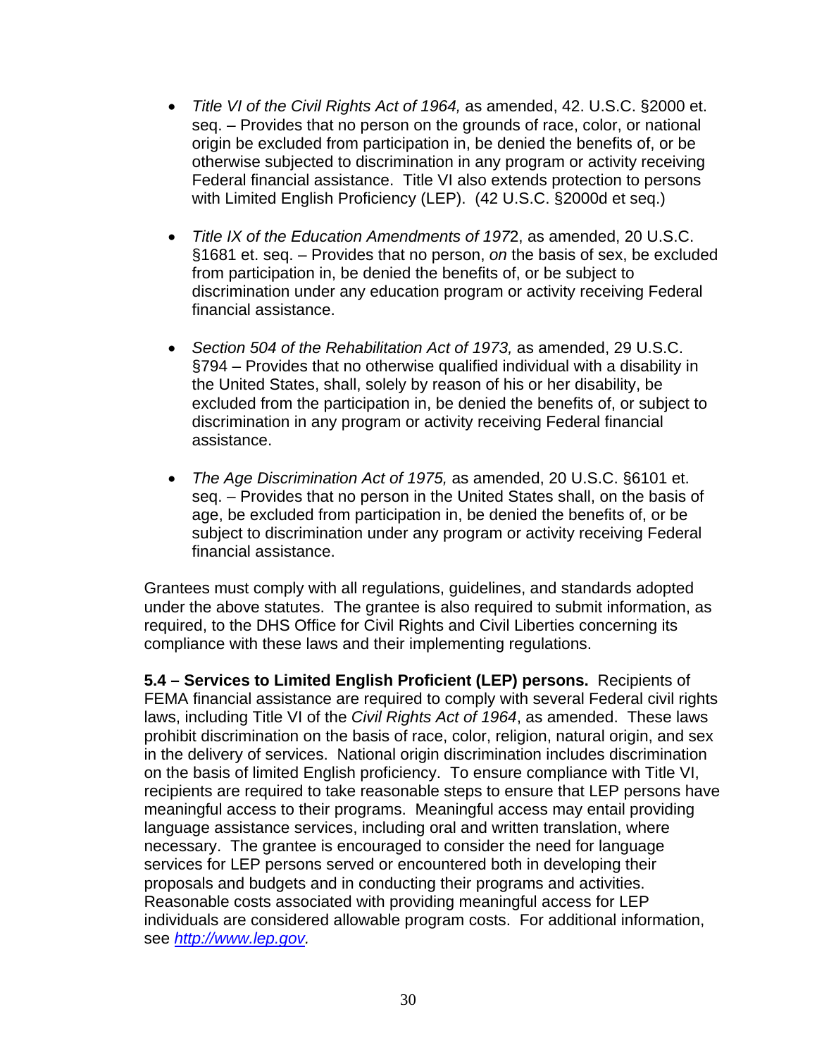- *Title VI of the Civil Rights Act of 1964,* as amended, 42. U.S.C. §2000 et. seq. – Provides that no person on the grounds of race, color, or national origin be excluded from participation in, be denied the benefits of, or be otherwise subjected to discrimination in any program or activity receiving Federal financial assistance. Title VI also extends protection to persons with Limited English Proficiency (LEP). (42 U.S.C. §2000d et seq.)

- *Title IX of the Education Amendments of 197*2, as amended, 20 U.S.C. §1681 et. seq. – Provides that no person, *on* the basis of sex, be excluded from participation in, be denied the benefits of, or be subject to discrimination under any education program or activity receiving Federal financial assistance.

- *Section 504 of the Rehabilitation Act of 1973,* as amended, 29 U.S.C. §794 – Provides that no otherwise qualified individual with a disability in the United States, shall, solely by reason of his or her disability, be excluded from the participation in, be denied the benefits of, or subject to discrimination in any program or activity receiving Federal financial assistance.

- *The Age Discrimination Act of 1975,* as amended, 20 U.S.C. §6101 et. seq. – Provides that no person in the United States shall, on the basis of age, be excluded from participation in, be denied the benefits of, or be subject to discrimination under any program or activity receiving Federal financial assistance.

Grantees must comply with all regulations, guidelines, and standards adopted under the above statutes. The grantee is also required to submit information, as required, to the DHS Office for Civil Rights and Civil Liberties concerning its compliance with these laws and their implementing regulations.

**5.4 – Services to Limited English Proficient (LEP) persons.** Recipients of FEMA financial assistance are required to comply with several Federal civil rights laws, including Title VI of the *Civil Rights Act of 1964*, as amended. These laws prohibit discrimination on the basis of race, color, religion, natural origin, and sex in the delivery of services. National origin discrimination includes discrimination on the basis of limited English proficiency. To ensure compliance with Title VI, recipients are required to take reasonable steps to ensure that LEP persons have meaningful access to their programs. Meaningful access may entail providing language assistance services, including oral and written translation, where necessary. The grantee is encouraged to consider the need for language services for LEP persons served or encountered both in developing their proposals and budgets and in conducting their programs and activities. Reasonable costs associated with providing meaningful access for LEP individuals are considered allowable program costs. For additional information, see *http://www.lep.gov.*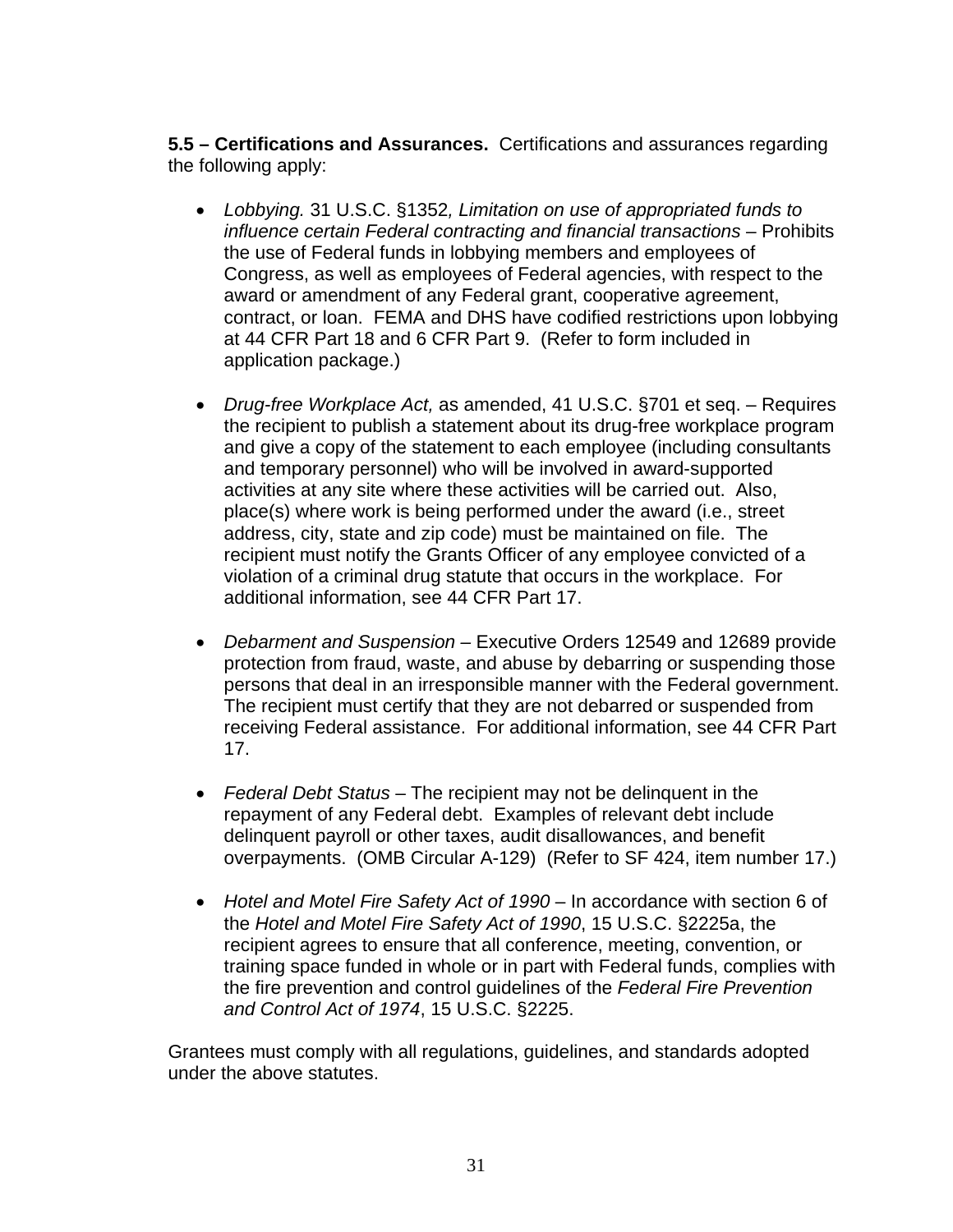**5.5 – Certifications and Assurances.** Certifications and assurances regarding the following apply:

- *Lobbying.* 31 U.S.C. §1352*, Limitation on use of appropriated funds to influence certain Federal contracting and financial transactions* – Prohibits the use of Federal funds in lobbying members and employees of Congress, as well as employees of Federal agencies, with respect to the award or amendment of any Federal grant, cooperative agreement, contract, or loan. FEMA and DHS have codified restrictions upon lobbying at 44 CFR Part 18 and 6 CFR Part 9. (Refer to form included in application package.)

- *Drug-free Workplace Act,* as amended, 41 U.S.C. §701 et seq. – Requires the recipient to publish a statement about its drug-free workplace program and give a copy of the statement to each employee (including consultants and temporary personnel) who will be involved in award-supported activities at any site where these activities will be carried out. Also, place(s) where work is being performed under the award (i.e., street address, city, state and zip code) must be maintained on file. The recipient must notify the Grants Officer of any employee convicted of a violation of a criminal drug statute that occurs in the workplace. For additional information, see 44 CFR Part 17.

- *Debarment and Suspension* – Executive Orders 12549 and 12689 provide protection from fraud, waste, and abuse by debarring or suspending those persons that deal in an irresponsible manner with the Federal government. The recipient must certify that they are not debarred or suspended from receiving Federal assistance. For additional information, see 44 CFR Part 17.

- *Federal Debt Status* – The recipient may not be delinquent in the repayment of any Federal debt. Examples of relevant debt include delinquent payroll or other taxes, audit disallowances, and benefit overpayments. (OMB Circular A-129) (Refer to SF 424, item number 17.)

- *Hotel and Motel Fire Safety Act of 1990* – In accordance with section 6 of the *Hotel and Motel Fire Safety Act of 1990*, 15 U.S.C. §2225a, the recipient agrees to ensure that all conference, meeting, convention, or training space funded in whole or in part with Federal funds, complies with the fire prevention and control guidelines of the *Federal Fire Prevention and Control Act of 1974*, 15 U.S.C. §2225.

Grantees must comply with all regulations, guidelines, and standards adopted under the above statutes.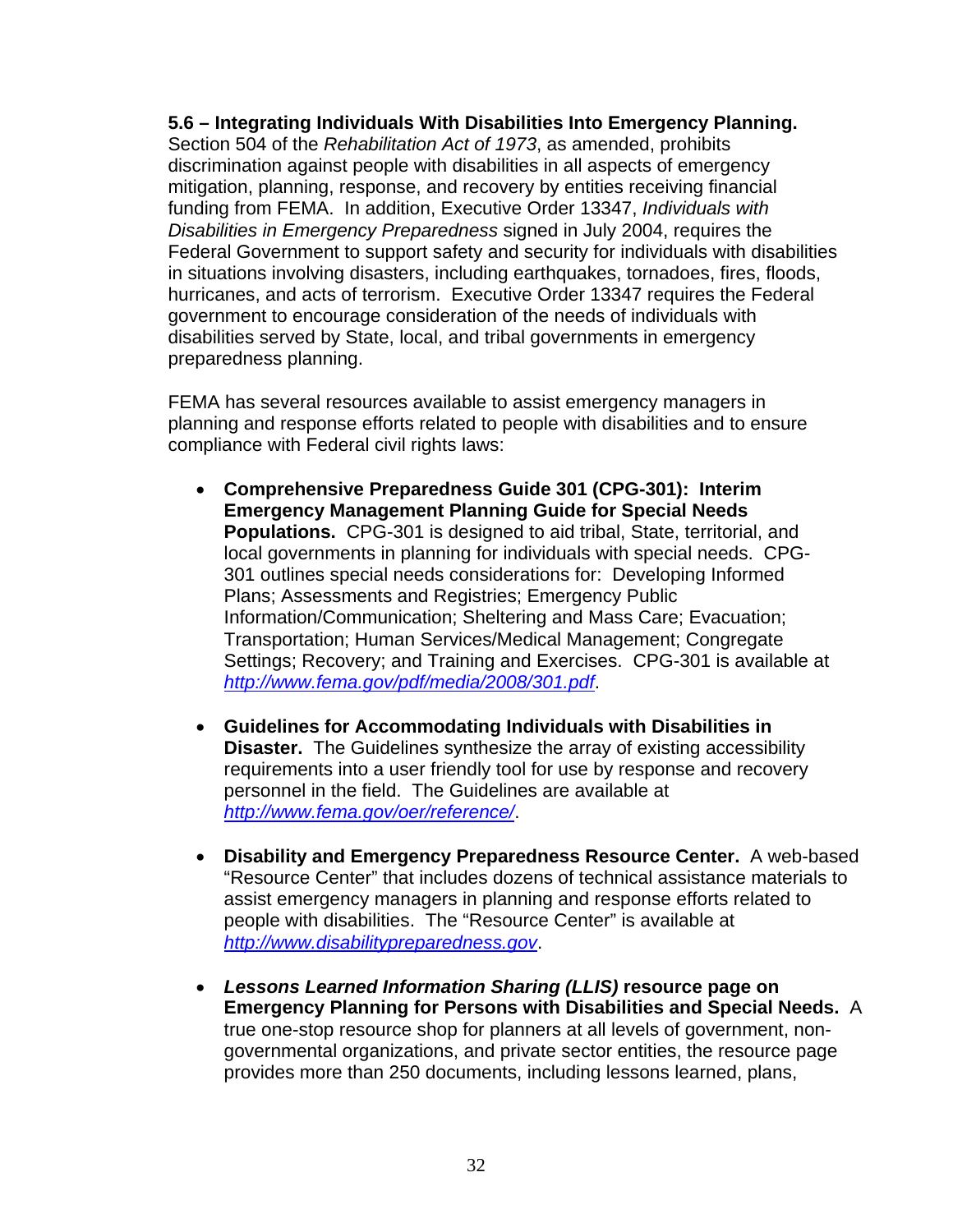**5.6 – Integrating Individuals With Disabilities Into Emergency Planning.** Section 504 of the *Rehabilitation Act of 1973*, as amended, prohibits discrimination against people with disabilities in all aspects of emergency mitigation, planning, response, and recovery by entities receiving financial funding from FEMA. In addition, Executive Order 13347, *Individuals with Disabilities in Emergency Preparedness* signed in July 2004, requires the Federal Government to support safety and security for individuals with disabilities in situations involving disasters, including earthquakes, tornadoes, fires, floods, hurricanes, and acts of terrorism. Executive Order 13347 requires the Federal government to encourage consideration of the needs of individuals with disabilities served by State, local, and tribal governments in emergency preparedness planning.

FEMA has several resources available to assist emergency managers in planning and response efforts related to people with disabilities and to ensure compliance with Federal civil rights laws:

- **Comprehensive Preparedness Guide 301 (CPG-301): Interim Emergency Management Planning Guide for Special Needs Populations.** CPG-301 is designed to aid tribal, State, territorial, and local governments in planning for individuals with special needs. CPG-301 outlines special needs considerations for: Developing Informed Plans; Assessments and Registries; Emergency Public Information/Communication; Sheltering and Mass Care; Evacuation; Transportation; Human Services/Medical Management; Congregate Settings; Recovery; and Training and Exercises. CPG-301 is available at *http://www.fema.gov/pdf/media/2008/301.pdf*.

- **Guidelines for Accommodating Individuals with Disabilities in Disaster.** The Guidelines synthesize the array of existing accessibility requirements into a user friendly tool for use by response and recovery personnel in the field. The Guidelines are available at *http://www.fema.gov/oer/reference/*.

- **Disability and Emergency Preparedness Resource Center.** A web-based "Resource Center" that includes dozens of technical assistance materials to assist emergency managers in planning and response efforts related to people with disabilities. The "Resource Center" is available at *http://www.disabilitypreparedness.gov*.

- ***Lessons Learned Information Sharing (LLIS)* resource page on Emergency Planning for Persons with Disabilities and Special Needs.** A true one-stop resource shop for planners at all levels of government, non-governmental organizations, and private sector entities, the resource page provides more than 250 documents, including lessons learned, plans,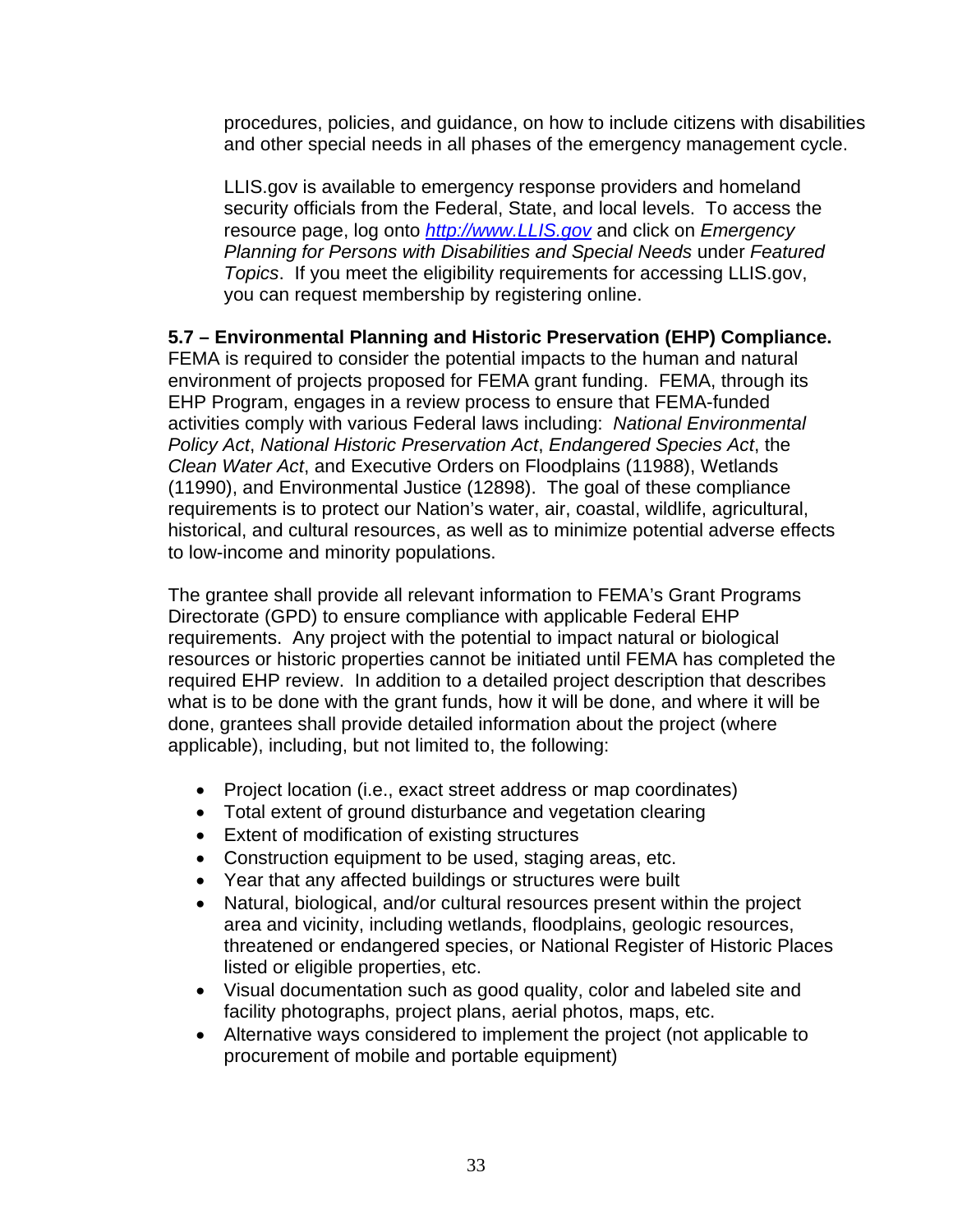procedures, policies, and guidance, on how to include citizens with disabilities and other special needs in all phases of the emergency management cycle.

LLIS.gov is available to emergency response providers and homeland security officials from the Federal, State, and local levels. To access the resource page, log onto *http://www.LLIS.gov* and click on *Emergency Planning for Persons with Disabilities and Special Needs* under *Featured Topics*. If you meet the eligibility requirements for accessing LLIS.gov, you can request membership by registering online.

**5.7 – Environmental Planning and Historic Preservation (EHP) Compliance.** FEMA is required to consider the potential impacts to the human and natural environment of projects proposed for FEMA grant funding. FEMA, through its EHP Program, engages in a review process to ensure that FEMA-funded activities comply with various Federal laws including: *National Environmental Policy Act*, *National Historic Preservation Act*, *Endangered Species Act*, the *Clean Water Act*, and Executive Orders on Floodplains (11988), Wetlands (11990), and Environmental Justice (12898). The goal of these compliance requirements is to protect our Nation's water, air, coastal, wildlife, agricultural, historical, and cultural resources, as well as to minimize potential adverse effects to low-income and minority populations.

The grantee shall provide all relevant information to FEMA's Grant Programs Directorate (GPD) to ensure compliance with applicable Federal EHP requirements. Any project with the potential to impact natural or biological resources or historic properties cannot be initiated until FEMA has completed the required EHP review. In addition to a detailed project description that describes what is to be done with the grant funds, how it will be done, and where it will be done, grantees shall provide detailed information about the project (where applicable), including, but not limited to, the following:

- Project location (i.e., exact street address or map coordinates)
- Total extent of ground disturbance and vegetation clearing
- Extent of modification of existing structures
- Construction equipment to be used, staging areas, etc.
- Year that any affected buildings or structures were built
- Natural, biological, and/or cultural resources present within the project area and vicinity, including wetlands, floodplains, geologic resources, threatened or endangered species, or National Register of Historic Places listed or eligible properties, etc.
- Visual documentation such as good quality, color and labeled site and facility photographs, project plans, aerial photos, maps, etc.
- Alternative ways considered to implement the project (not applicable to procurement of mobile and portable equipment)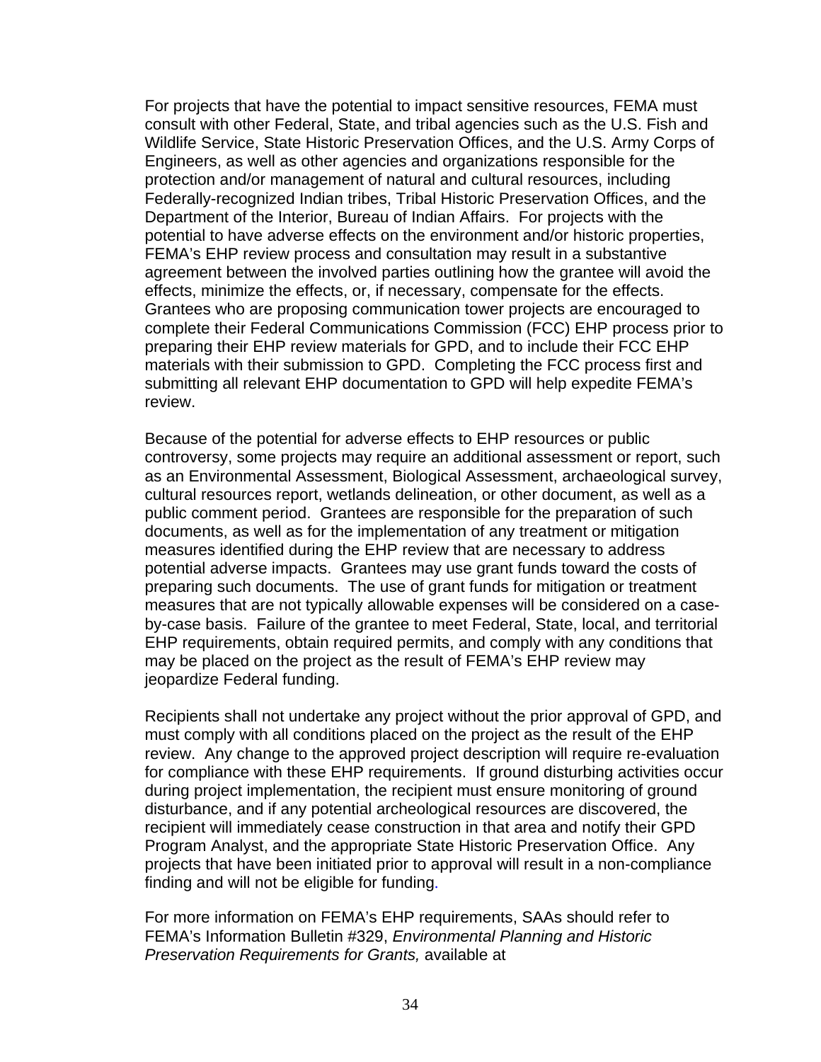For projects that have the potential to impact sensitive resources, FEMA must consult with other Federal, State, and tribal agencies such as the U.S. Fish and Wildlife Service, State Historic Preservation Offices, and the U.S. Army Corps of Engineers, as well as other agencies and organizations responsible for the protection and/or management of natural and cultural resources, including Federally-recognized Indian tribes, Tribal Historic Preservation Offices, and the Department of the Interior, Bureau of Indian Affairs. For projects with the potential to have adverse effects on the environment and/or historic properties, FEMA's EHP review process and consultation may result in a substantive agreement between the involved parties outlining how the grantee will avoid the effects, minimize the effects, or, if necessary, compensate for the effects. Grantees who are proposing communication tower projects are encouraged to complete their Federal Communications Commission (FCC) EHP process prior to preparing their EHP review materials for GPD, and to include their FCC EHP materials with their submission to GPD. Completing the FCC process first and submitting all relevant EHP documentation to GPD will help expedite FEMA's review.

Because of the potential for adverse effects to EHP resources or public controversy, some projects may require an additional assessment or report, such as an Environmental Assessment, Biological Assessment, archaeological survey, cultural resources report, wetlands delineation, or other document, as well as a public comment period. Grantees are responsible for the preparation of such documents, as well as for the implementation of any treatment or mitigation measures identified during the EHP review that are necessary to address potential adverse impacts. Grantees may use grant funds toward the costs of preparing such documents. The use of grant funds for mitigation or treatment measures that are not typically allowable expenses will be considered on a case-by-case basis. Failure of the grantee to meet Federal, State, local, and territorial EHP requirements, obtain required permits, and comply with any conditions that may be placed on the project as the result of FEMA's EHP review may jeopardize Federal funding.

Recipients shall not undertake any project without the prior approval of GPD, and must comply with all conditions placed on the project as the result of the EHP review. Any change to the approved project description will require re-evaluation for compliance with these EHP requirements. If ground disturbing activities occur during project implementation, the recipient must ensure monitoring of ground disturbance, and if any potential archeological resources are discovered, the recipient will immediately cease construction in that area and notify their GPD Program Analyst, and the appropriate State Historic Preservation Office. Any projects that have been initiated prior to approval will result in a non-compliance finding and will not be eligible for funding.

For more information on FEMA's EHP requirements, SAAs should refer to FEMA's Information Bulletin #329, *Environmental Planning and Historic Preservation Requirements for Grants,* available at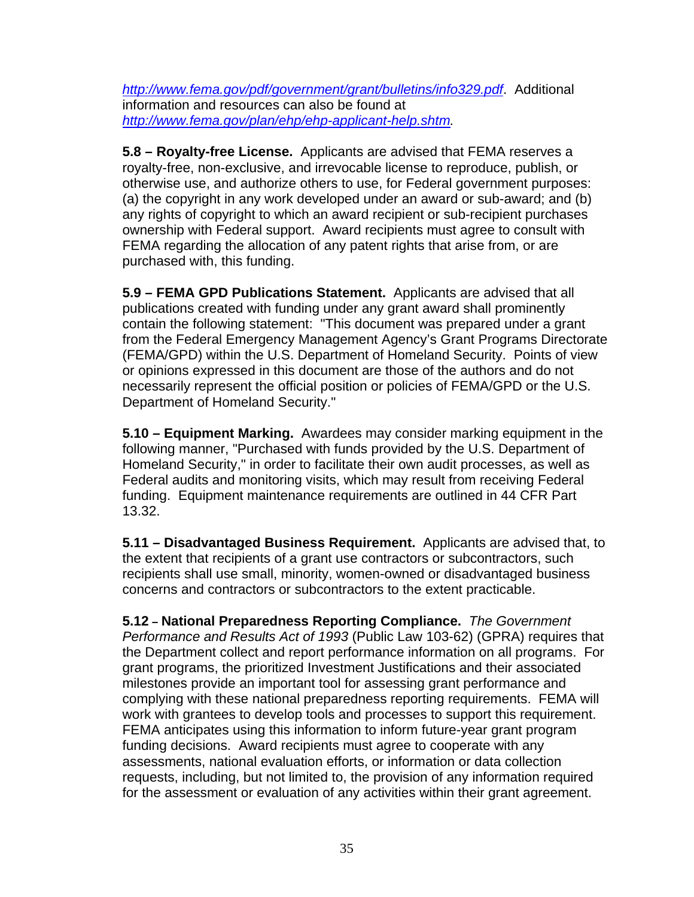*http://www.fema.gov/pdf/government/grant/bulletins/info329.pdf*. Additional information and resources can also be found at *http://www.fema.gov/plan/ehp/ehp-applicant-help.shtm.*

**5.8 – Royalty-free License.** Applicants are advised that FEMA reserves a royalty-free, non-exclusive, and irrevocable license to reproduce, publish, or otherwise use, and authorize others to use, for Federal government purposes: (a) the copyright in any work developed under an award or sub-award; and (b) any rights of copyright to which an award recipient or sub-recipient purchases ownership with Federal support. Award recipients must agree to consult with FEMA regarding the allocation of any patent rights that arise from, or are purchased with, this funding.

**5.9 – FEMA GPD Publications Statement.** Applicants are advised that all publications created with funding under any grant award shall prominently contain the following statement: "This document was prepared under a grant from the Federal Emergency Management Agency's Grant Programs Directorate (FEMA/GPD) within the U.S. Department of Homeland Security. Points of view or opinions expressed in this document are those of the authors and do not necessarily represent the official position or policies of FEMA/GPD or the U.S. Department of Homeland Security."

**5.10 – Equipment Marking.** Awardees may consider marking equipment in the following manner, "Purchased with funds provided by the U.S. Department of Homeland Security," in order to facilitate their own audit processes, as well as Federal audits and monitoring visits, which may result from receiving Federal funding. Equipment maintenance requirements are outlined in 44 CFR Part 13.32.

**5.11 – Disadvantaged Business Requirement.** Applicants are advised that, to the extent that recipients of a grant use contractors or subcontractors, such recipients shall use small, minority, women-owned or disadvantaged business concerns and contractors or subcontractors to the extent practicable.

**5.12 – National Preparedness Reporting Compliance.** *The Government Performance and Results Act of 1993* (Public Law 103-62) (GPRA) requires that the Department collect and report performance information on all programs. For grant programs, the prioritized Investment Justifications and their associated milestones provide an important tool for assessing grant performance and complying with these national preparedness reporting requirements. FEMA will work with grantees to develop tools and processes to support this requirement. FEMA anticipates using this information to inform future-year grant program funding decisions. Award recipients must agree to cooperate with any assessments, national evaluation efforts, or information or data collection requests, including, but not limited to, the provision of any information required for the assessment or evaluation of any activities within their grant agreement.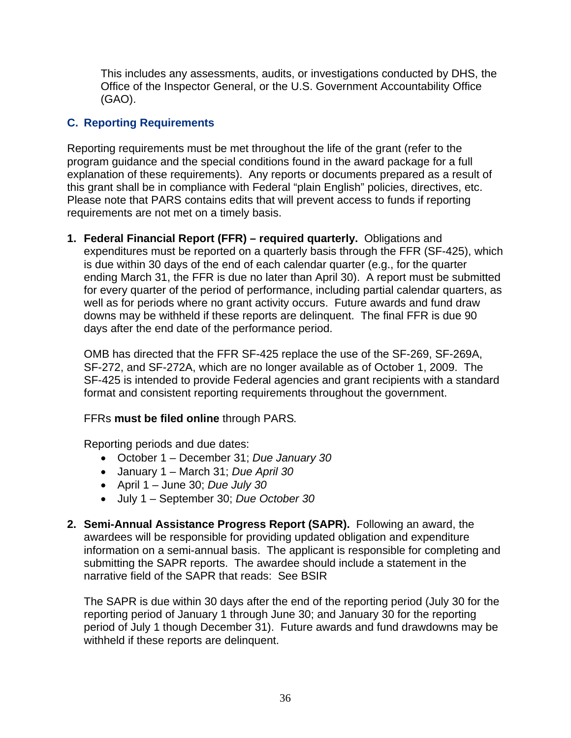This includes any assessments, audits, or investigations conducted by DHS, the Office of the Inspector General, or the U.S. Government Accountability Office (GAO).

### C. Reporting Requirements

Reporting requirements must be met throughout the life of the grant (refer to the program guidance and the special conditions found in the award package for a full explanation of these requirements). Any reports or documents prepared as a result of this grant shall be in compliance with Federal "plain English" policies, directives, etc. Please note that PARS contains edits that will prevent access to funds if reporting requirements are not met on a timely basis.

1. **Federal Financial Report (FFR) – required quarterly.** Obligations and expenditures must be reported on a quarterly basis through the FFR (SF-425), which is due within 30 days of the end of each calendar quarter (e.g., for the quarter ending March 31, the FFR is due no later than April 30). A report must be submitted for every quarter of the period of performance, including partial calendar quarters, as well as for periods where no grant activity occurs. Future awards and fund draw downs may be withheld if these reports are delinquent. The final FFR is due 90 days after the end date of the performance period.

   OMB has directed that the FFR SF-425 replace the use of the SF-269, SF-269A, SF-272, and SF-272A, which are no longer available as of October 1, 2009. The SF-425 is intended to provide Federal agencies and grant recipients with a standard format and consistent reporting requirements throughout the government.

   FFRs **must be filed online** through PARS*.*

   Reporting periods and due dates:
   - October 1 – December 31; *Due January 30*
   - January 1 – March 31; *Due April 30*
   - April 1 – June 30; *Due July 30*
   - July 1 – September 30; *Due October 30*

2. **Semi-Annual Assistance Progress Report (SAPR).** Following an award, the awardees will be responsible for providing updated obligation and expenditure information on a semi-annual basis. The applicant is responsible for completing and submitting the SAPR reports. The awardee should include a statement in the narrative field of the SAPR that reads: See BSIR

   The SAPR is due within 30 days after the end of the reporting period (July 30 for the reporting period of January 1 through June 30; and January 30 for the reporting period of July 1 though December 31). Future awards and fund drawdowns may be withheld if these reports are delinquent.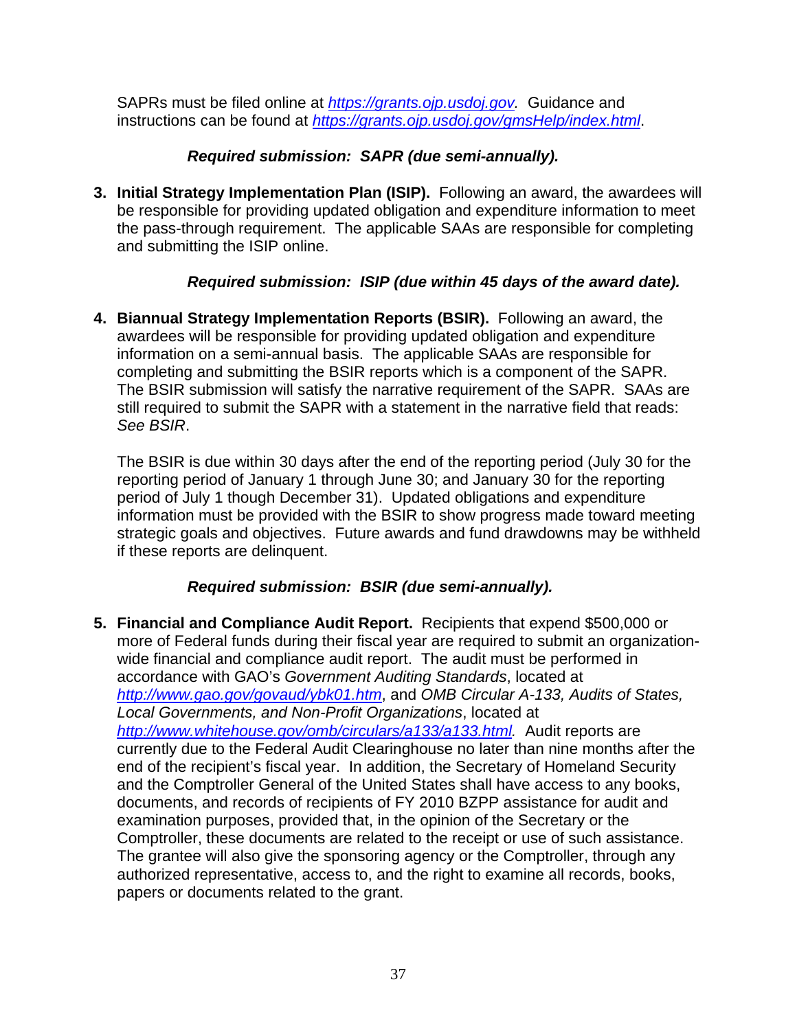SAPRs must be filed online at [https://grants.ojp.usdoj.gov](https://grants.ojp.usdoj.gov). Guidance and instructions can be found at [https://grants.ojp.usdoj.gov/gmsHelp/index.html](https://grants.ojp.usdoj.gov/gmsHelp/index.html).

***Required submission: SAPR (due semi-annually).***

3. **Initial Strategy Implementation Plan (ISIP).** Following an award, the awardees will be responsible for providing updated obligation and expenditure information to meet the pass-through requirement. The applicable SAAs are responsible for completing and submitting the ISIP online.

   ***Required submission: ISIP (due within 45 days of the award date).***

4. **Biannual Strategy Implementation Reports (BSIR).** Following an award, the awardees will be responsible for providing updated obligation and expenditure information on a semi-annual basis. The applicable SAAs are responsible for completing and submitting the BSIR reports which is a component of the SAPR. The BSIR submission will satisfy the narrative requirement of the SAPR. SAAs are still required to submit the SAPR with a statement in the narrative field that reads: *See BSIR*.

   The BSIR is due within 30 days after the end of the reporting period (July 30 for the reporting period of January 1 through June 30; and January 30 for the reporting period of July 1 though December 31). Updated obligations and expenditure information must be provided with the BSIR to show progress made toward meeting strategic goals and objectives. Future awards and fund drawdowns may be withheld if these reports are delinquent.

   ***Required submission: BSIR (due semi-annually).***

5. **Financial and Compliance Audit Report.** Recipients that expend $500,000 or more of Federal funds during their fiscal year are required to submit an organization-wide financial and compliance audit report. The audit must be performed in accordance with GAO's *Government Auditing Standards*, located at [http://www.gao.gov/govaud/ybk01.htm](http://www.gao.gov/govaud/ybk01.htm), and *OMB Circular A-133, Audits of States, Local Governments, and Non-Profit Organizations*, located at [http://www.whitehouse.gov/omb/circulars/a133/a133.html](http://www.whitehouse.gov/omb/circulars/a133/a133.html). Audit reports are currently due to the Federal Audit Clearinghouse no later than nine months after the end of the recipient's fiscal year. In addition, the Secretary of Homeland Security and the Comptroller General of the United States shall have access to any books, documents, and records of recipients of FY 2010 BZPP assistance for audit and examination purposes, provided that, in the opinion of the Secretary or the Comptroller, these documents are related to the receipt or use of such assistance. The grantee will also give the sponsoring agency or the Comptroller, through any authorized representative, access to, and the right to examine all records, books, papers or documents related to the grant.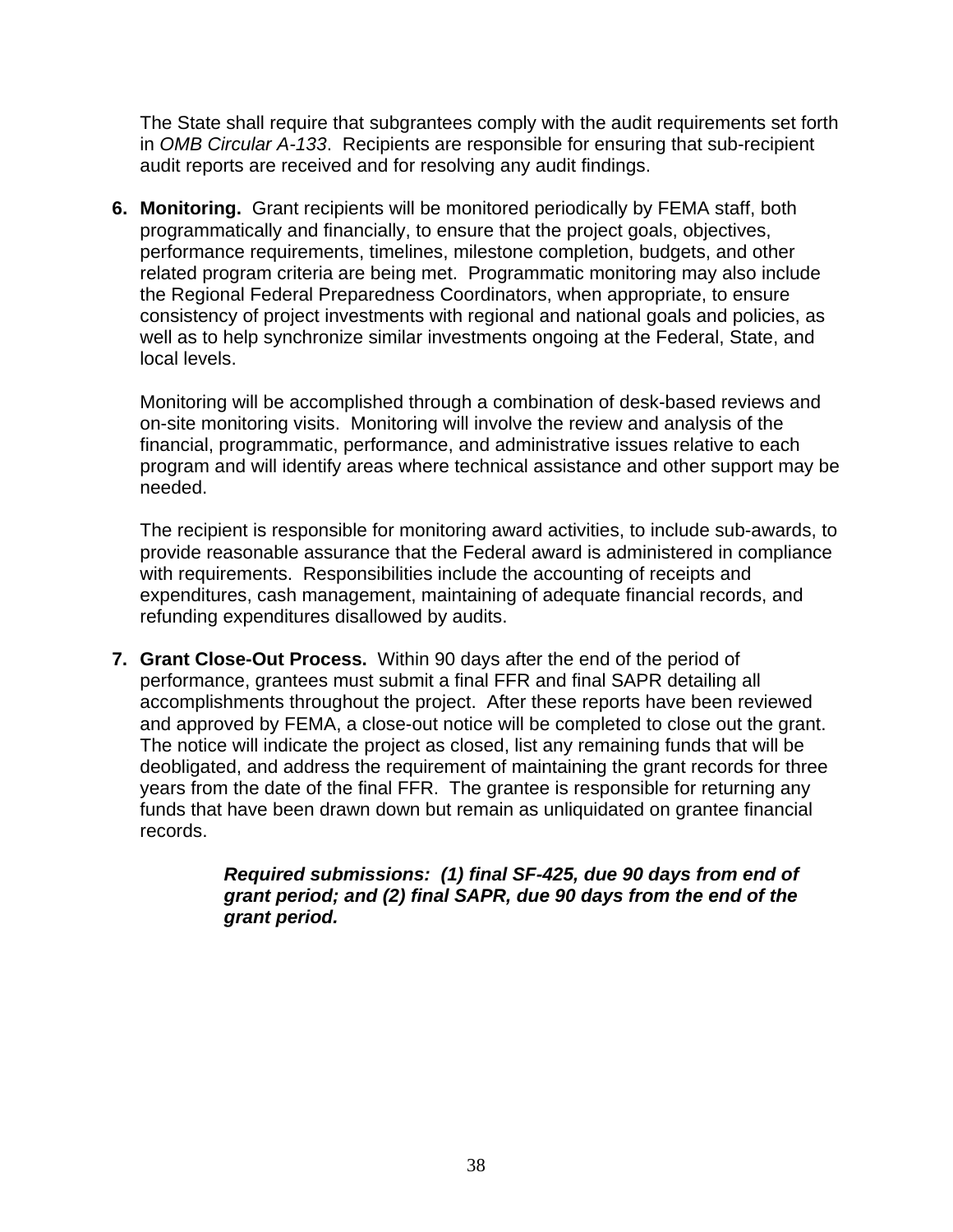The State shall require that subgrantees comply with the audit requirements set forth in *OMB Circular A-133*. Recipients are responsible for ensuring that sub-recipient audit reports are received and for resolving any audit findings.

6. **Monitoring.** Grant recipients will be monitored periodically by FEMA staff, both programmatically and financially, to ensure that the project goals, objectives, performance requirements, timelines, milestone completion, budgets, and other related program criteria are being met. Programmatic monitoring may also include the Regional Federal Preparedness Coordinators, when appropriate, to ensure consistency of project investments with regional and national goals and policies, as well as to help synchronize similar investments ongoing at the Federal, State, and local levels.

   Monitoring will be accomplished through a combination of desk-based reviews and on-site monitoring visits. Monitoring will involve the review and analysis of the financial, programmatic, performance, and administrative issues relative to each program and will identify areas where technical assistance and other support may be needed.

   The recipient is responsible for monitoring award activities, to include sub-awards, to provide reasonable assurance that the Federal award is administered in compliance with requirements. Responsibilities include the accounting of receipts and expenditures, cash management, maintaining of adequate financial records, and refunding expenditures disallowed by audits.

7. **Grant Close-Out Process.** Within 90 days after the end of the period of performance, grantees must submit a final FFR and final SAPR detailing all accomplishments throughout the project. After these reports have been reviewed and approved by FEMA, a close-out notice will be completed to close out the grant. The notice will indicate the project as closed, list any remaining funds that will be deobligated, and address the requirement of maintaining the grant records for three years from the date of the final FFR. The grantee is responsible for returning any funds that have been drawn down but remain as unliquidated on grantee financial records.

   ***Required submissions: (1) final SF-425, due 90 days from end of grant period; and (2) final SAPR, due 90 days from the end of the grant period.***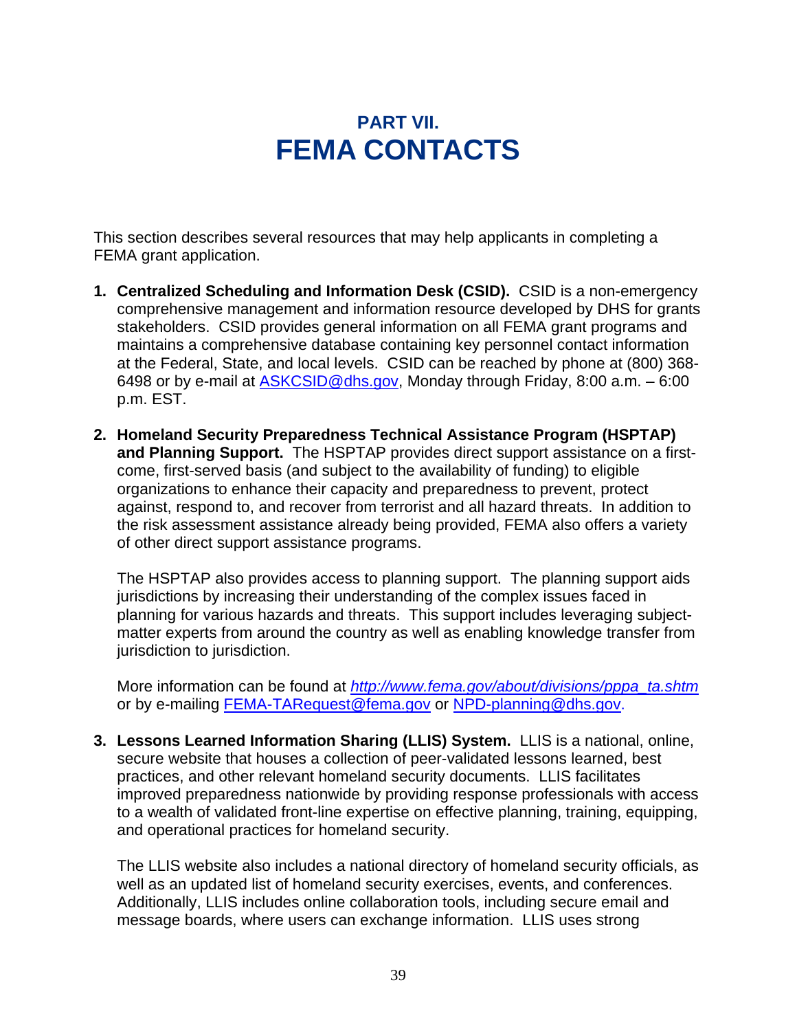# PART VII.
# FEMA CONTACTS

This section describes several resources that may help applicants in completing a FEMA grant application.

1. **Centralized Scheduling and Information Desk (CSID).** CSID is a non-emergency comprehensive management and information resource developed by DHS for grants stakeholders. CSID provides general information on all FEMA grant programs and maintains a comprehensive database containing key personnel contact information at the Federal, State, and local levels. CSID can be reached by phone at (800) 368-6498 or by e-mail at ASKCSID@dhs.gov, Monday through Friday, 8:00 a.m. – 6:00 p.m. EST.

2. **Homeland Security Preparedness Technical Assistance Program (HSPTAP) and Planning Support.** The HSPTAP provides direct support assistance on a first-come, first-served basis (and subject to the availability of funding) to eligible organizations to enhance their capacity and preparedness to prevent, protect against, respond to, and recover from terrorist and all hazard threats. In addition to the risk assessment assistance already being provided, FEMA also offers a variety of other direct support assistance programs.

   The HSPTAP also provides access to planning support. The planning support aids jurisdictions by increasing their understanding of the complex issues faced in planning for various hazards and threats. This support includes leveraging subject-matter experts from around the country as well as enabling knowledge transfer from jurisdiction to jurisdiction.

   More information can be found at *http://www.fema.gov/about/divisions/pppa_ta.shtm* or by e-mailing FEMA-TARequest@fema.gov or NPD-planning@dhs.gov.

3. **Lessons Learned Information Sharing (LLIS) System.** LLIS is a national, online, secure website that houses a collection of peer-validated lessons learned, best practices, and other relevant homeland security documents. LLIS facilitates improved preparedness nationwide by providing response professionals with access to a wealth of validated front-line expertise on effective planning, training, equipping, and operational practices for homeland security.

   The LLIS website also includes a national directory of homeland security officials, as well as an updated list of homeland security exercises, events, and conferences. Additionally, LLIS includes online collaboration tools, including secure email and message boards, where users can exchange information. LLIS uses strong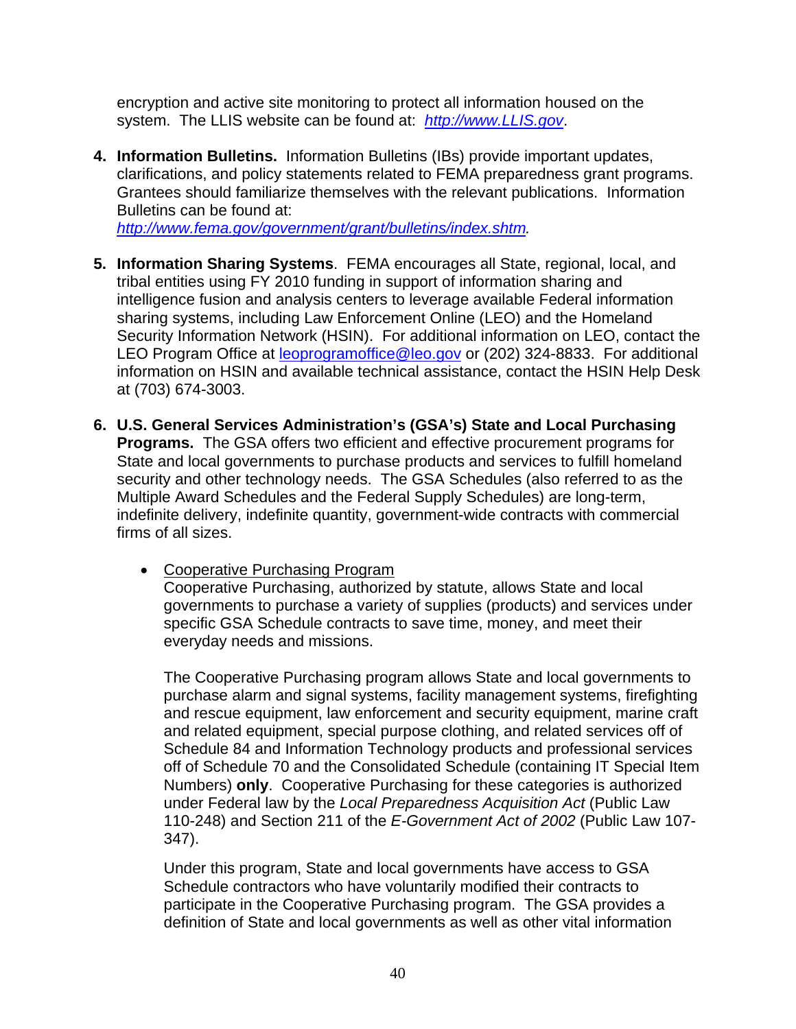encryption and active site monitoring to protect all information housed on the system. The LLIS website can be found at: *http://www.LLIS.gov*.

4. **Information Bulletins.** Information Bulletins (IBs) provide important updates, clarifications, and policy statements related to FEMA preparedness grant programs. Grantees should familiarize themselves with the relevant publications. Information Bulletins can be found at: *http://www.fema.gov/government/grant/bulletins/index.shtm.*

5. **Information Sharing Systems**. FEMA encourages all State, regional, local, and tribal entities using FY 2010 funding in support of information sharing and intelligence fusion and analysis centers to leverage available Federal information sharing systems, including Law Enforcement Online (LEO) and the Homeland Security Information Network (HSIN). For additional information on LEO, contact the LEO Program Office at leoprogramoffice@leo.gov or (202) 324-8833. For additional information on HSIN and available technical assistance, contact the HSIN Help Desk at (703) 674-3003.

6. **U.S. General Services Administration's (GSA's) State and Local Purchasing Programs.** The GSA offers two efficient and effective procurement programs for State and local governments to purchase products and services to fulfill homeland security and other technology needs. The GSA Schedules (also referred to as the Multiple Award Schedules and the Federal Supply Schedules) are long-term, indefinite delivery, indefinite quantity, government-wide contracts with commercial firms of all sizes.

   - Cooperative Purchasing Program
     Cooperative Purchasing, authorized by statute, allows State and local governments to purchase a variety of supplies (products) and services under specific GSA Schedule contracts to save time, money, and meet their everyday needs and missions.

     The Cooperative Purchasing program allows State and local governments to purchase alarm and signal systems, facility management systems, firefighting and rescue equipment, law enforcement and security equipment, marine craft and related equipment, special purpose clothing, and related services off of Schedule 84 and Information Technology products and professional services off of Schedule 70 and the Consolidated Schedule (containing IT Special Item Numbers) **only**. Cooperative Purchasing for these categories is authorized under Federal law by the *Local Preparedness Acquisition Act* (Public Law 110-248) and Section 211 of the *E-Government Act of 2002* (Public Law 107-347).

     Under this program, State and local governments have access to GSA Schedule contractors who have voluntarily modified their contracts to participate in the Cooperative Purchasing program. The GSA provides a definition of State and local governments as well as other vital information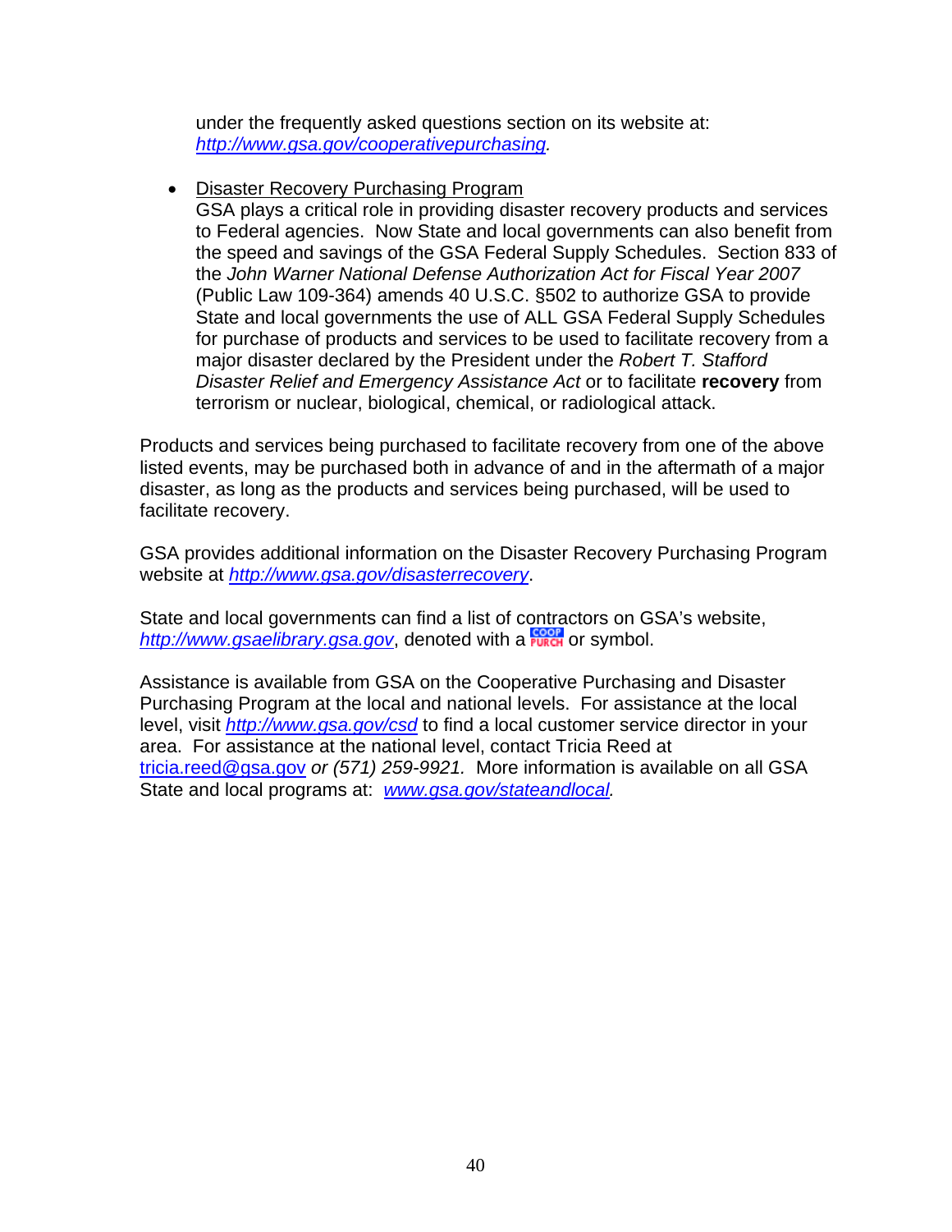under the frequently asked questions section on its website at: *http://www.gsa.gov/cooperativepurchasing.*

- Disaster Recovery Purchasing Program
  GSA plays a critical role in providing disaster recovery products and services to Federal agencies. Now State and local governments can also benefit from the speed and savings of the GSA Federal Supply Schedules. Section 833 of the *John Warner National Defense Authorization Act for Fiscal Year 2007* (Public Law 109-364) amends 40 U.S.C. §502 to authorize GSA to provide State and local governments the use of ALL GSA Federal Supply Schedules for purchase of products and services to be used to facilitate recovery from a major disaster declared by the President under the *Robert T. Stafford Disaster Relief and Emergency Assistance Act* or to facilitate **recovery** from terrorism or nuclear, biological, chemical, or radiological attack.

Products and services being purchased to facilitate recovery from one of the above listed events, may be purchased both in advance of and in the aftermath of a major disaster, as long as the products and services being purchased, will be used to facilitate recovery.

GSA provides additional information on the Disaster Recovery Purchasing Program website at *http://www.gsa.gov/disasterrecovery*.

State and local governments can find a list of contractors on GSA's website, *http://www.gsaelibrary.gsa.gov*, denoted with a COOP PURCH or symbol.

Assistance is available from GSA on the Cooperative Purchasing and Disaster Purchasing Program at the local and national levels. For assistance at the local level, visit *http://www.gsa.gov/csd* to find a local customer service director in your area. For assistance at the national level, contact Tricia Reed at tricia.reed@gsa.gov *or (571) 259-9921.* More information is available on all GSA State and local programs at: *www.gsa.gov/stateandlocal.*